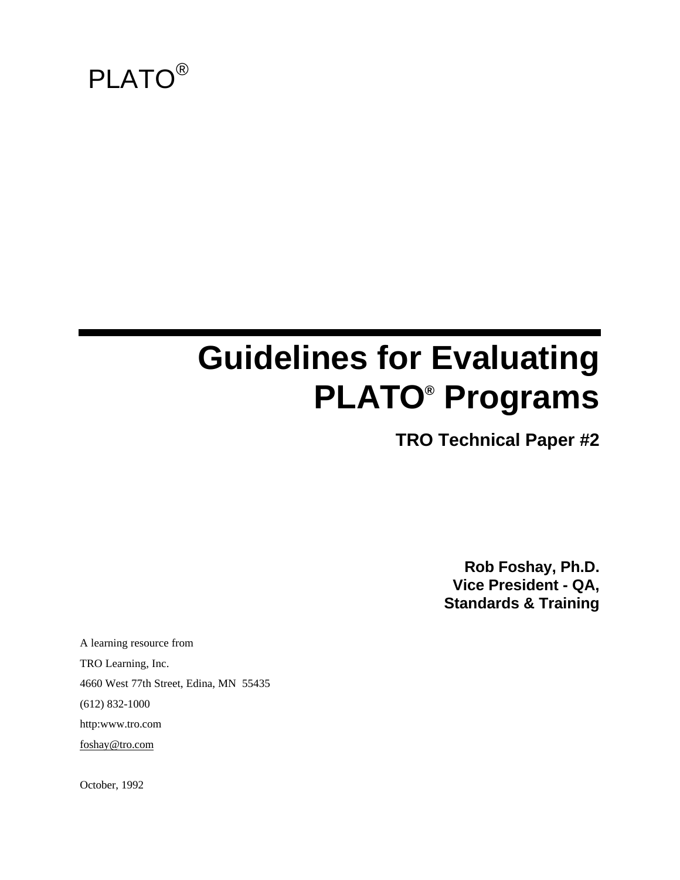PLATO®

# Guidelines for Evaluating PLATO® Programs

### TRO Technical Paper #2

**Rob Foshay, Ph.D.**
**Vice President - QA,**
**Standards & Training**

A learning resource from

TRO Learning, Inc.

4660 West 77th Street, Edina, MN 55435

(612) 832-1000

http:www.tro.com

foshay@tro.com

October, 1992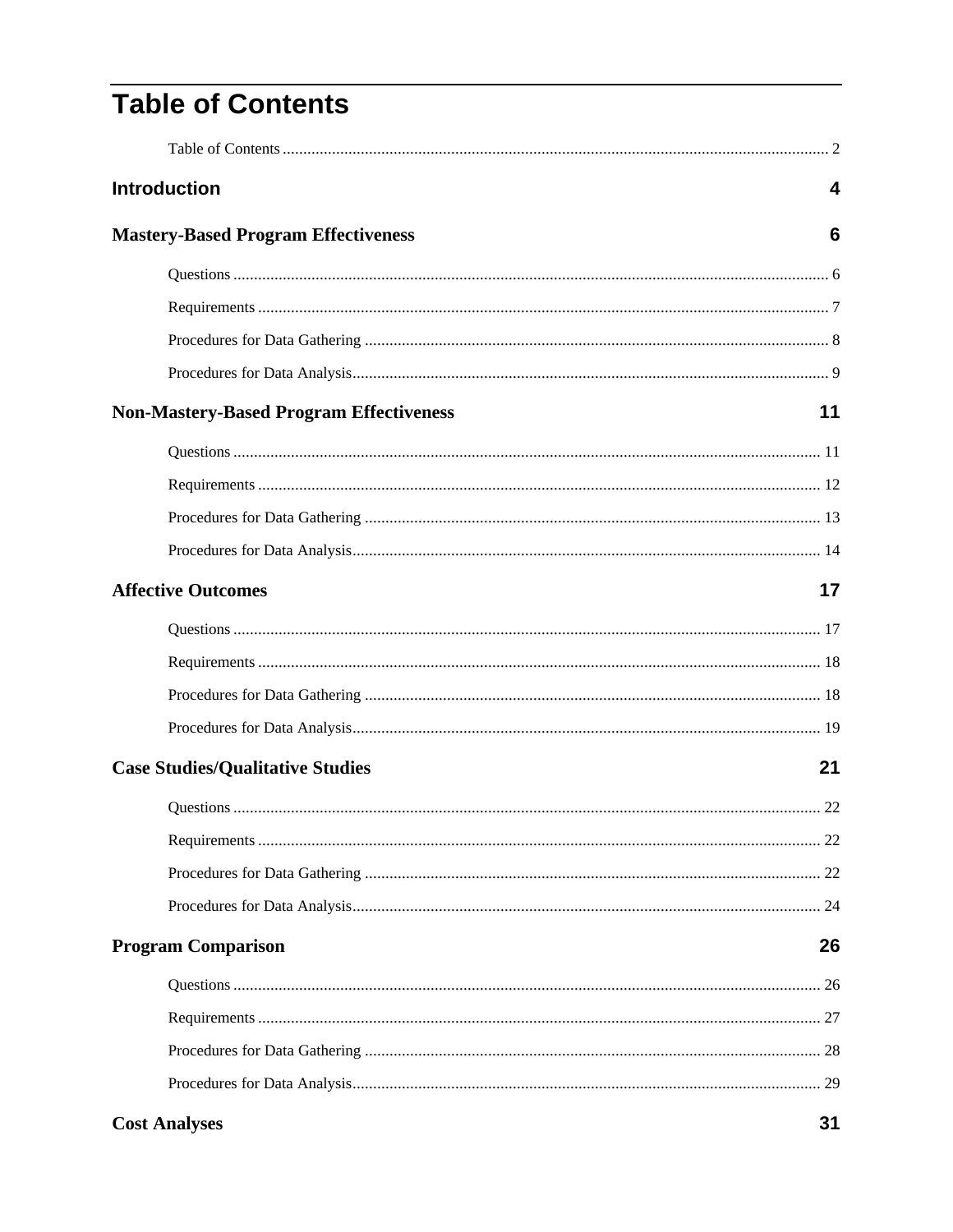# Table of Contents

Table of Contents ........................................................................ 2

**Introduction** **4**

**Mastery-Based Program Effectiveness** **6**

Questions ........................................................................ 6

Requirements ........................................................................ 7

Procedures for Data Gathering ........................................................................ 8

Procedures for Data Analysis ........................................................................ 9

**Non-Mastery-Based Program Effectiveness** **11**

Questions ........................................................................ 11

Requirements ........................................................................ 12

Procedures for Data Gathering ........................................................................ 13

Procedures for Data Analysis ........................................................................ 14

**Affective Outcomes** **17**

Questions ........................................................................ 17

Requirements ........................................................................ 18

Procedures for Data Gathering ........................................................................ 18

Procedures for Data Analysis ........................................................................ 19

**Case Studies/Qualitative Studies** **21**

Questions ........................................................................ 22

Requirements ........................................................................ 22

Procedures for Data Gathering ........................................................................ 22

Procedures for Data Analysis ........................................................................ 24

**Program Comparison** **26**

Questions ........................................................................ 26

Requirements ........................................................................ 27

Procedures for Data Gathering ........................................................................ 28

Procedures for Data Analysis ........................................................................ 29

**Cost Analyses** **31**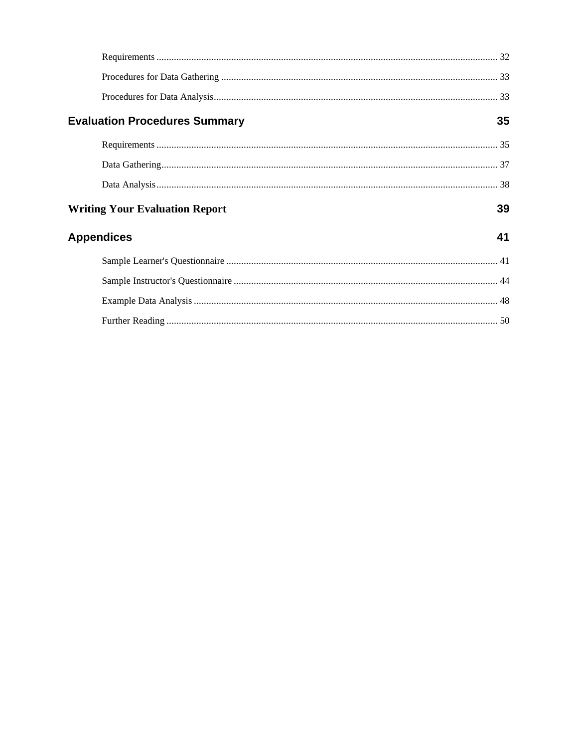Requirements ........................................................................................................................................ 32

Procedures for Data Gathering .............................................................................................................. 33

Procedures for Data Analysis................................................................................................................. 33

**Evaluation Procedures Summary** **35**

Requirements ........................................................................................................................................ 35

Data Gathering....................................................................................................................................... 37

Data Analysis ........................................................................................................................................ 38

**Writing Your Evaluation Report** **39**

**Appendices** **41**

Sample Learner's Questionnaire ............................................................................................................ 41

Sample Instructor's Questionnaire ......................................................................................................... 44

Example Data Analysis ......................................................................................................................... 48

Further Reading .................................................................................................................................... 50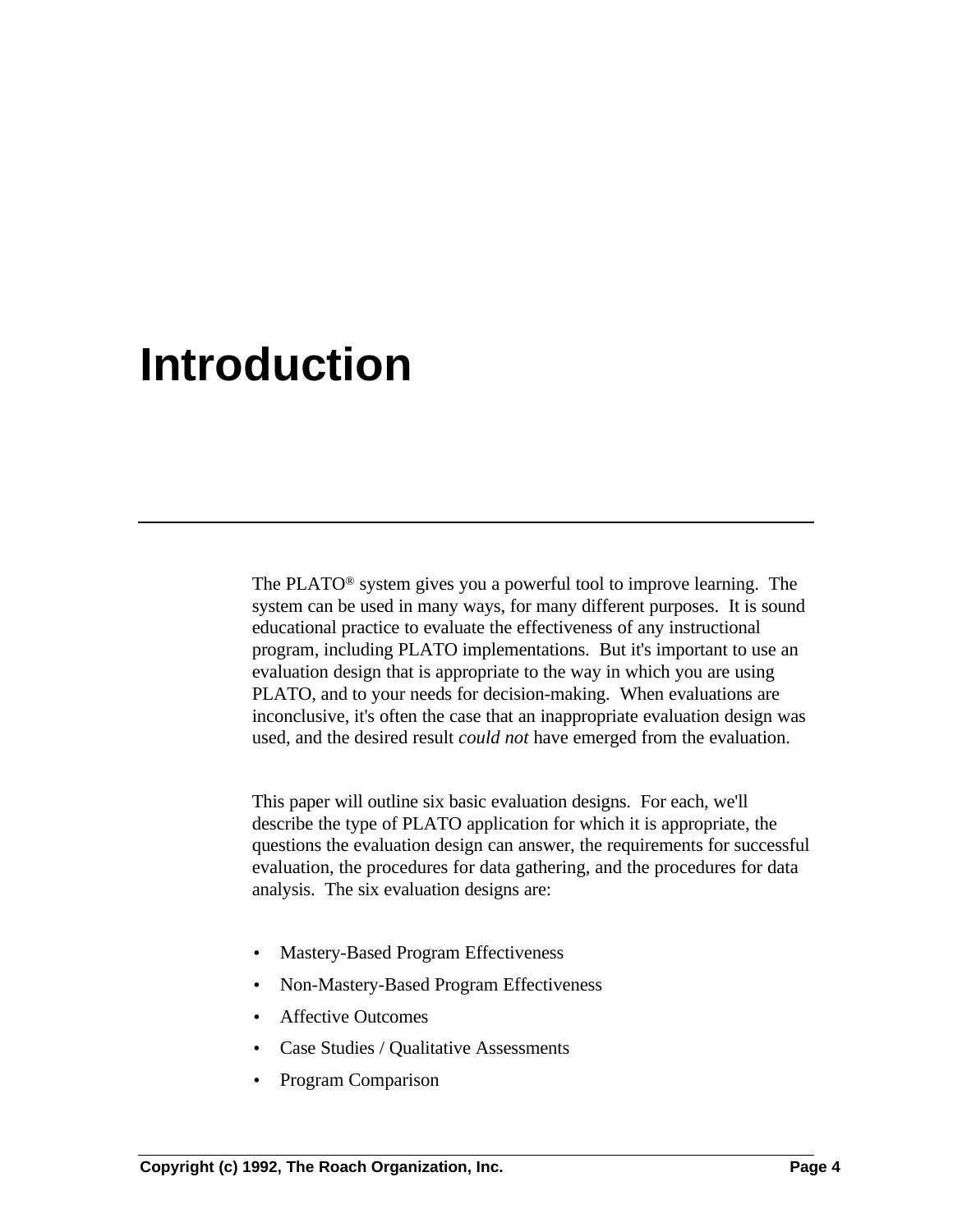# Introduction

The PLATO® system gives you a powerful tool to improve learning. The system can be used in many ways, for many different purposes. It is sound educational practice to evaluate the effectiveness of any instructional program, including PLATO implementations. But it's important to use an evaluation design that is appropriate to the way in which you are using PLATO, and to your needs for decision-making. When evaluations are inconclusive, it's often the case that an inappropriate evaluation design was used, and the desired result *could not* have emerged from the evaluation.

This paper will outline six basic evaluation designs. For each, we'll describe the type of PLATO application for which it is appropriate, the questions the evaluation design can answer, the requirements for successful evaluation, the procedures for data gathering, and the procedures for data analysis. The six evaluation designs are:

- Mastery-Based Program Effectiveness
- Non-Mastery-Based Program Effectiveness
- Affective Outcomes
- Case Studies / Qualitative Assessments
- Program Comparison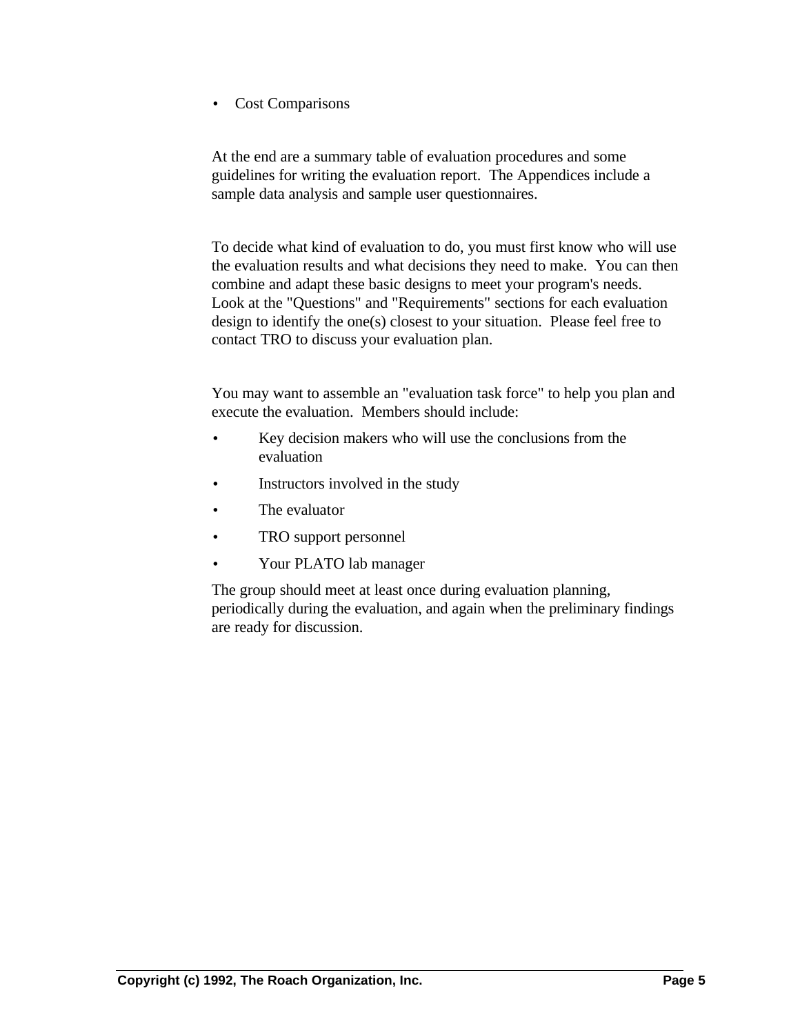- Cost Comparisons

At the end are a summary table of evaluation procedures and some guidelines for writing the evaluation report. The Appendices include a sample data analysis and sample user questionnaires.

To decide what kind of evaluation to do, you must first know who will use the evaluation results and what decisions they need to make. You can then combine and adapt these basic designs to meet your program's needs. Look at the "Questions" and "Requirements" sections for each evaluation design to identify the one(s) closest to your situation. Please feel free to contact TRO to discuss your evaluation plan.

You may want to assemble an "evaluation task force" to help you plan and execute the evaluation. Members should include:

- Key decision makers who will use the conclusions from the evaluation
- Instructors involved in the study
- The evaluator
- TRO support personnel
- Your PLATO lab manager

The group should meet at least once during evaluation planning, periodically during the evaluation, and again when the preliminary findings are ready for discussion.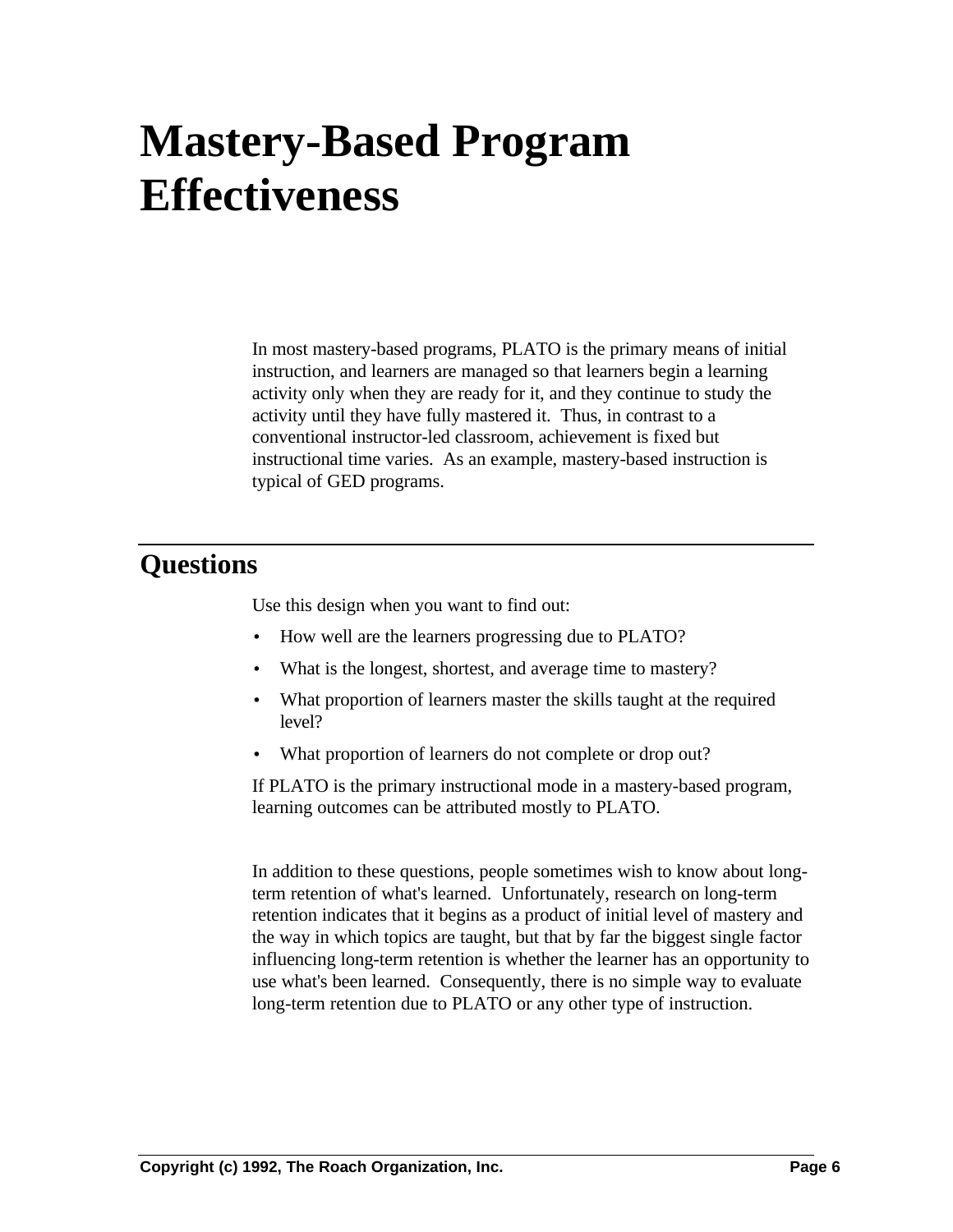# Mastery-Based Program Effectiveness

In most mastery-based programs, PLATO is the primary means of initial instruction, and learners are managed so that learners begin a learning activity only when they are ready for it, and they continue to study the activity until they have fully mastered it. Thus, in contrast to a conventional instructor-led classroom, achievement is fixed but instructional time varies. As an example, mastery-based instruction is typical of GED programs.

## Questions

Use this design when you want to find out:

- How well are the learners progressing due to PLATO?
- What is the longest, shortest, and average time to mastery?
- What proportion of learners master the skills taught at the required level?
- What proportion of learners do not complete or drop out?

If PLATO is the primary instructional mode in a mastery-based program, learning outcomes can be attributed mostly to PLATO.

In addition to these questions, people sometimes wish to know about long-term retention of what's learned. Unfortunately, research on long-term retention indicates that it begins as a product of initial level of mastery and the way in which topics are taught, but that by far the biggest single factor influencing long-term retention is whether the learner has an opportunity to use what's been learned. Consequently, there is no simple way to evaluate long-term retention due to PLATO or any other type of instruction.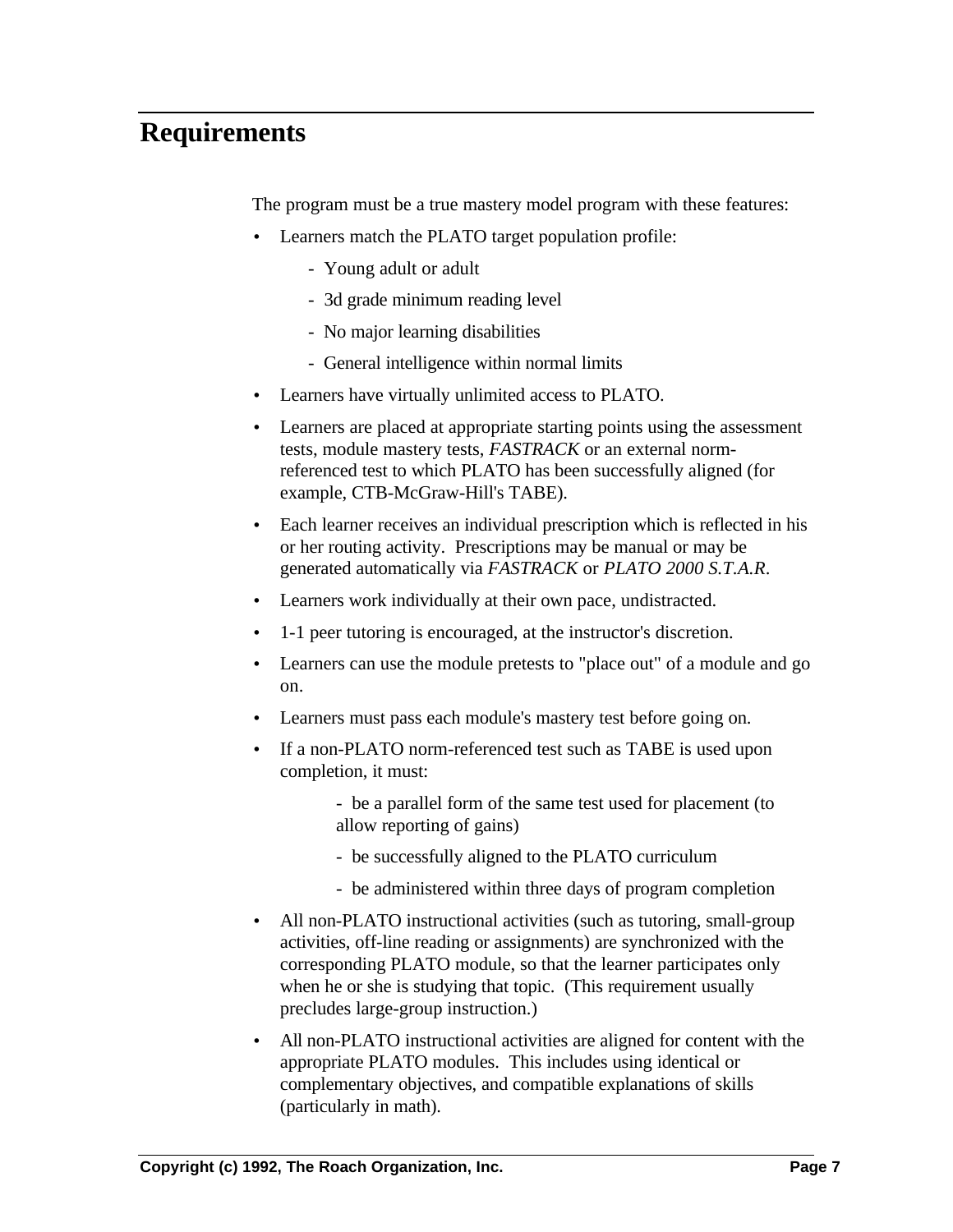## Requirements

The program must be a true mastery model program with these features:

- Learners match the PLATO target population profile:
  - Young adult or adult
  - 3d grade minimum reading level
  - No major learning disabilities
  - General intelligence within normal limits
- Learners have virtually unlimited access to PLATO.
- Learners are placed at appropriate starting points using the assessment tests, module mastery tests, *FASTRACK* or an external norm-referenced test to which PLATO has been successfully aligned (for example, CTB-McGraw-Hill's TABE).
- Each learner receives an individual prescription which is reflected in his or her routing activity. Prescriptions may be manual or may be generated automatically via *FASTRACK* or *PLATO 2000 S.T.A.R*.
- Learners work individually at their own pace, undistracted.
- 1-1 peer tutoring is encouraged, at the instructor's discretion.
- Learners can use the module pretests to "place out" of a module and go on.
- Learners must pass each module's mastery test before going on.
- If a non-PLATO norm-referenced test such as TABE is used upon completion, it must:
  - be a parallel form of the same test used for placement (to allow reporting of gains)
  - be successfully aligned to the PLATO curriculum
  - be administered within three days of program completion
- All non-PLATO instructional activities (such as tutoring, small-group activities, off-line reading or assignments) are synchronized with the corresponding PLATO module, so that the learner participates only when he or she is studying that topic. (This requirement usually precludes large-group instruction.)
- All non-PLATO instructional activities are aligned for content with the appropriate PLATO modules. This includes using identical or complementary objectives, and compatible explanations of skills (particularly in math).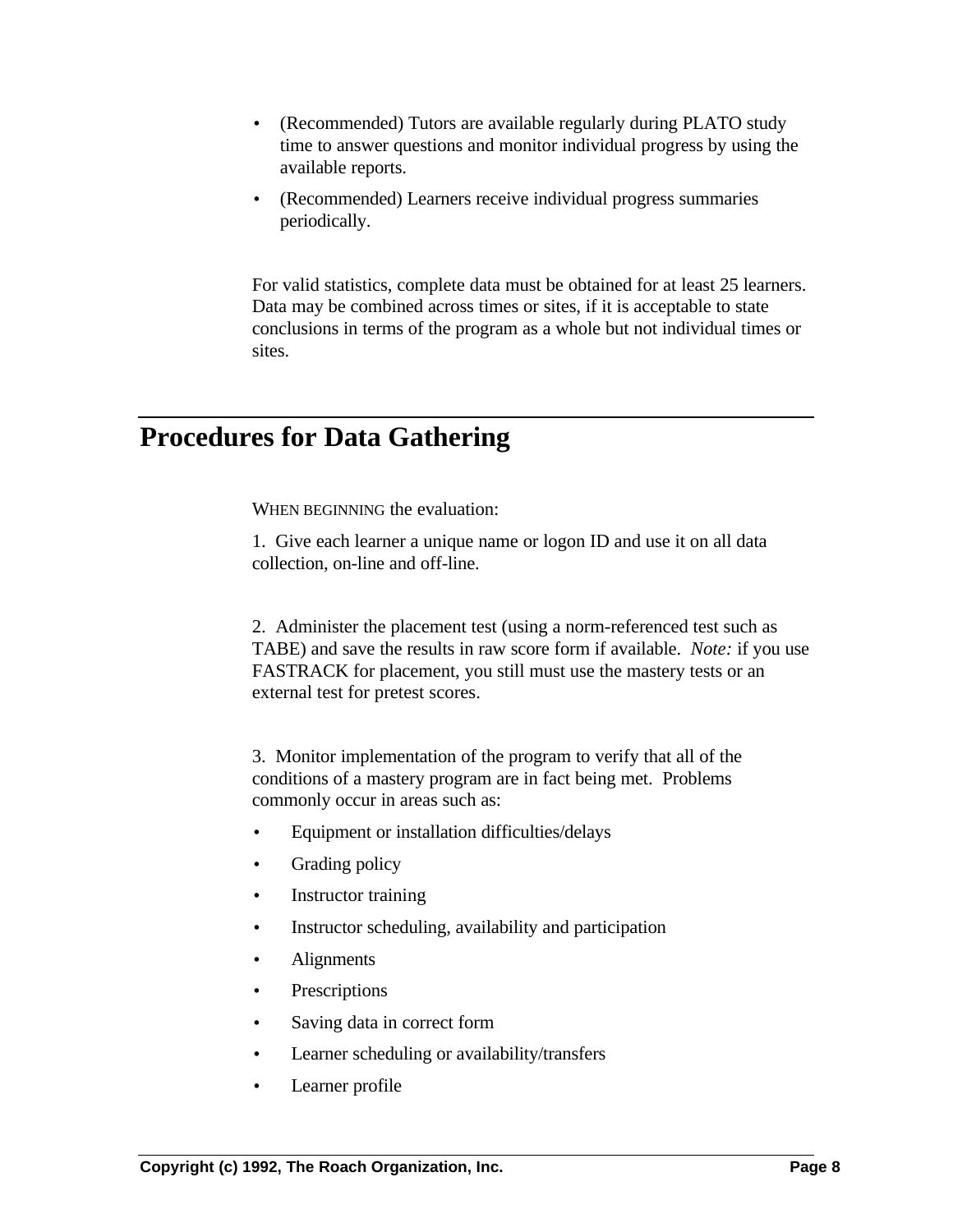- (Recommended) Tutors are available regularly during PLATO study time to answer questions and monitor individual progress by using the available reports.
- (Recommended) Learners receive individual progress summaries periodically.

For valid statistics, complete data must be obtained for at least 25 learners. Data may be combined across times or sites, if it is acceptable to state conclusions in terms of the program as a whole but not individual times or sites.

## Procedures for Data Gathering

WHEN BEGINNING the evaluation:

1. Give each learner a unique name or logon ID and use it on all data collection, on-line and off-line.

2. Administer the placement test (using a norm-referenced test such as TABE) and save the results in raw score form if available. *Note:* if you use FASTRACK for placement, you still must use the mastery tests or an external test for pretest scores.

3. Monitor implementation of the program to verify that all of the conditions of a mastery program are in fact being met. Problems commonly occur in areas such as:

- Equipment or installation difficulties/delays
- Grading policy
- Instructor training
- Instructor scheduling, availability and participation
- Alignments
- Prescriptions
- Saving data in correct form
- Learner scheduling or availability/transfers
- Learner profile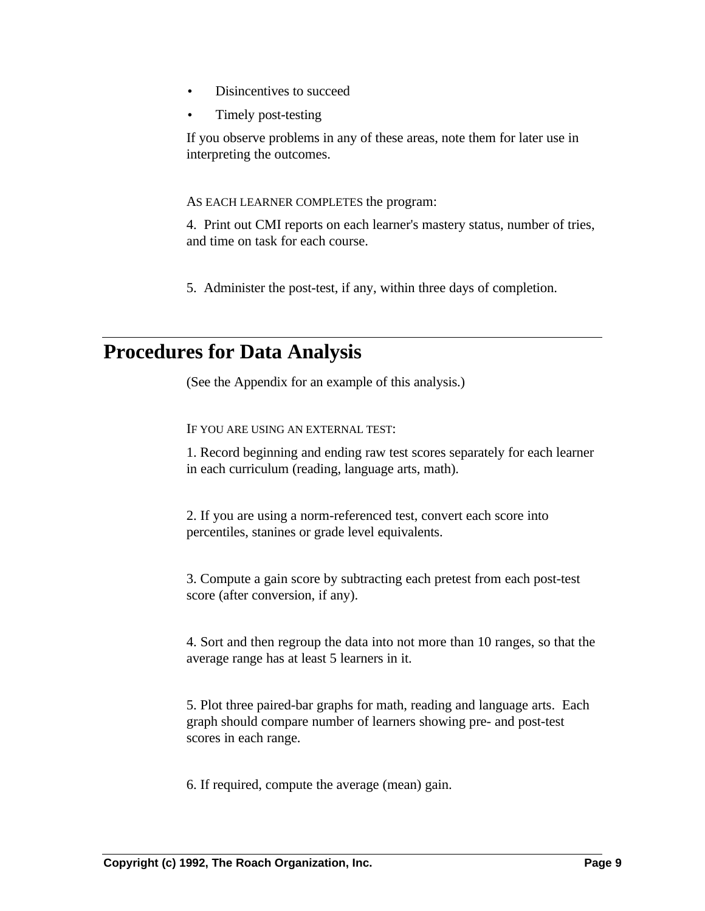- Disincentives to succeed
- Timely post-testing

If you observe problems in any of these areas, note them for later use in interpreting the outcomes.

AS EACH LEARNER COMPLETES the program:

4. Print out CMI reports on each learner's mastery status, number of tries, and time on task for each course.

5. Administer the post-test, if any, within three days of completion.

# Procedures for Data Analysis

(See the Appendix for an example of this analysis.)

IF YOU ARE USING AN EXTERNAL TEST:

1. Record beginning and ending raw test scores separately for each learner in each curriculum (reading, language arts, math).

2. If you are using a norm-referenced test, convert each score into percentiles, stanines or grade level equivalents.

3. Compute a gain score by subtracting each pretest from each post-test score (after conversion, if any).

4. Sort and then regroup the data into not more than 10 ranges, so that the average range has at least 5 learners in it.

5. Plot three paired-bar graphs for math, reading and language arts. Each graph should compare number of learners showing pre- and post-test scores in each range.

6. If required, compute the average (mean) gain.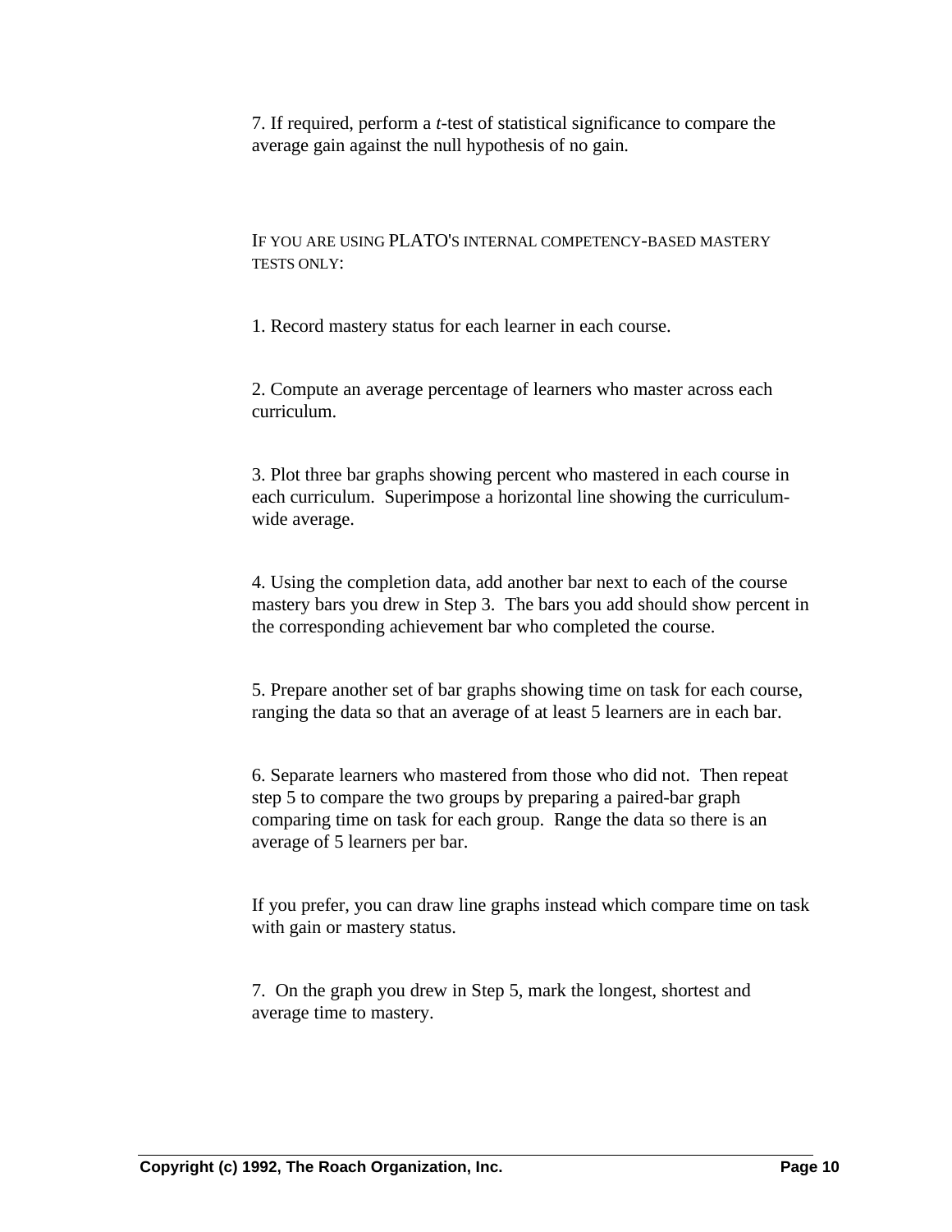7. If required, perform a *t*-test of statistical significance to compare the average gain against the null hypothesis of no gain.

IF YOU ARE USING PLATO'S INTERNAL COMPETENCY-BASED MASTERY TESTS ONLY:

1. Record mastery status for each learner in each course.

2. Compute an average percentage of learners who master across each curriculum.

3. Plot three bar graphs showing percent who mastered in each course in each curriculum. Superimpose a horizontal line showing the curriculum-wide average.

4. Using the completion data, add another bar next to each of the course mastery bars you drew in Step 3. The bars you add should show percent in the corresponding achievement bar who completed the course.

5. Prepare another set of bar graphs showing time on task for each course, ranging the data so that an average of at least 5 learners are in each bar.

6. Separate learners who mastered from those who did not. Then repeat step 5 to compare the two groups by preparing a paired-bar graph comparing time on task for each group. Range the data so there is an average of 5 learners per bar.

If you prefer, you can draw line graphs instead which compare time on task with gain or mastery status.

7. On the graph you drew in Step 5, mark the longest, shortest and average time to mastery.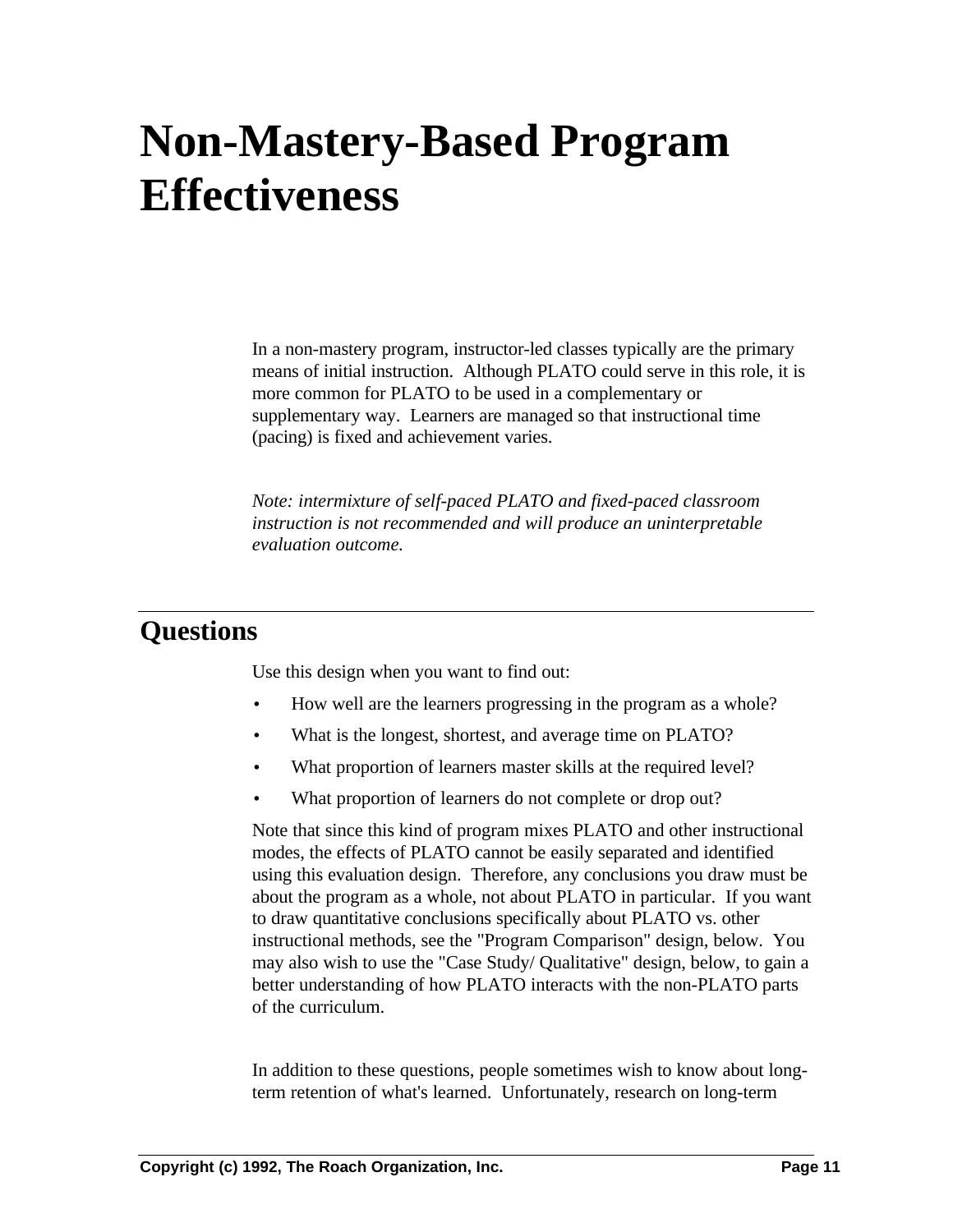# Non-Mastery-Based Program Effectiveness

In a non-mastery program, instructor-led classes typically are the primary means of initial instruction. Although PLATO could serve in this role, it is more common for PLATO to be used in a complementary or supplementary way. Learners are managed so that instructional time (pacing) is fixed and achievement varies.

*Note: intermixture of self-paced PLATO and fixed-paced classroom instruction is not recommended and will produce an uninterpretable evaluation outcome.*

## Questions

Use this design when you want to find out:

- How well are the learners progressing in the program as a whole?
- What is the longest, shortest, and average time on PLATO?
- What proportion of learners master skills at the required level?
- What proportion of learners do not complete or drop out?

Note that since this kind of program mixes PLATO and other instructional modes, the effects of PLATO cannot be easily separated and identified using this evaluation design. Therefore, any conclusions you draw must be about the program as a whole, not about PLATO in particular. If you want to draw quantitative conclusions specifically about PLATO vs. other instructional methods, see the "Program Comparison" design, below. You may also wish to use the "Case Study/ Qualitative" design, below, to gain a better understanding of how PLATO interacts with the non-PLATO parts of the curriculum.

In addition to these questions, people sometimes wish to know about long-term retention of what's learned. Unfortunately, research on long-term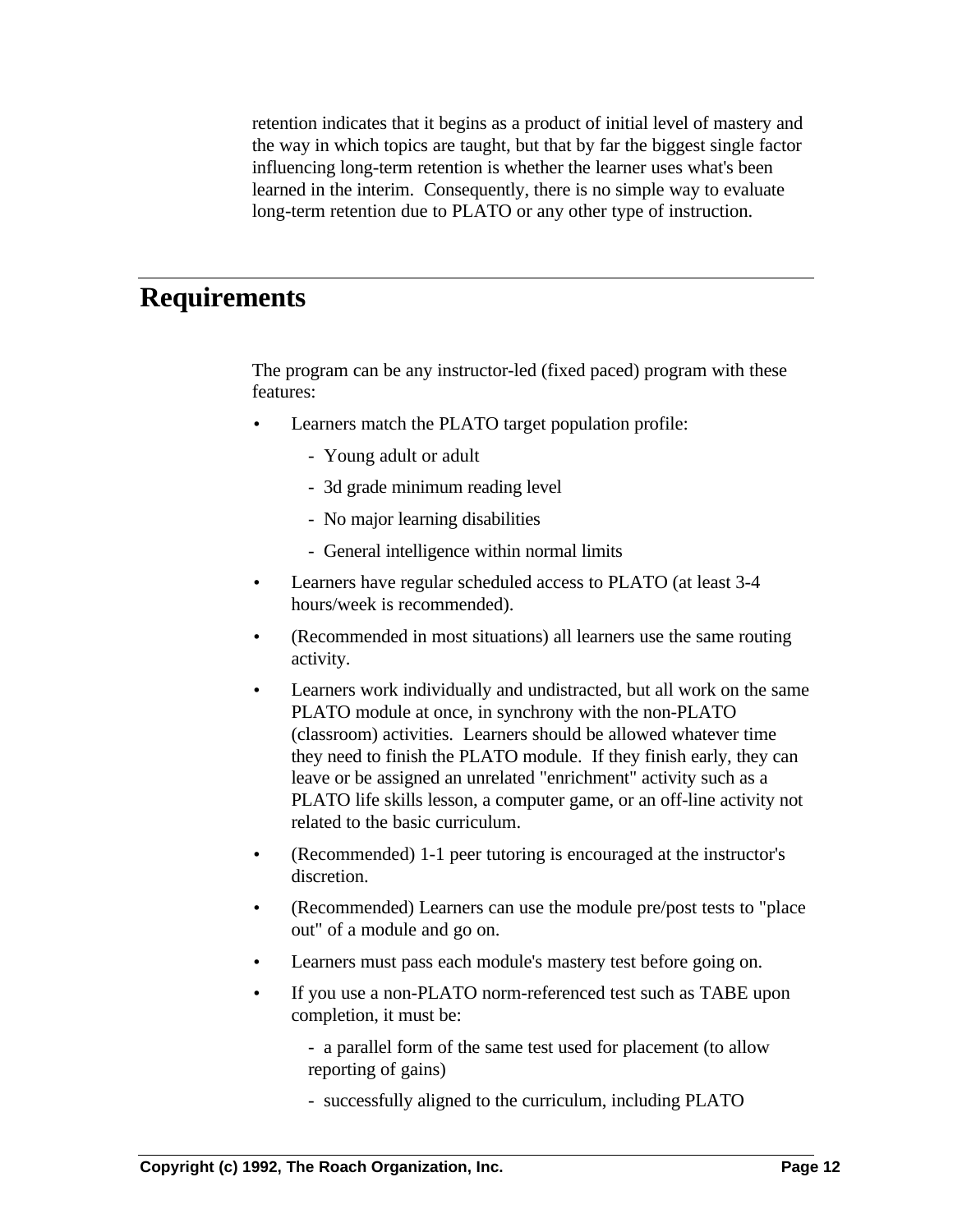retention indicates that it begins as a product of initial level of mastery and the way in which topics are taught, but that by far the biggest single factor influencing long-term retention is whether the learner uses what's been learned in the interim. Consequently, there is no simple way to evaluate long-term retention due to PLATO or any other type of instruction.

# Requirements

The program can be any instructor-led (fixed paced) program with these features:

- Learners match the PLATO target population profile:
  - Young adult or adult
  - 3d grade minimum reading level
  - No major learning disabilities
  - General intelligence within normal limits
- Learners have regular scheduled access to PLATO (at least 3-4 hours/week is recommended).
- (Recommended in most situations) all learners use the same routing activity.
- Learners work individually and undistracted, but all work on the same PLATO module at once, in synchrony with the non-PLATO (classroom) activities. Learners should be allowed whatever time they need to finish the PLATO module. If they finish early, they can leave or be assigned an unrelated "enrichment" activity such as a PLATO life skills lesson, a computer game, or an off-line activity not related to the basic curriculum.
- (Recommended) 1-1 peer tutoring is encouraged at the instructor's discretion.
- (Recommended) Learners can use the module pre/post tests to "place out" of a module and go on.
- Learners must pass each module's mastery test before going on.
- If you use a non-PLATO norm-referenced test such as TABE upon completion, it must be:
  - a parallel form of the same test used for placement (to allow reporting of gains)
  - successfully aligned to the curriculum, including PLATO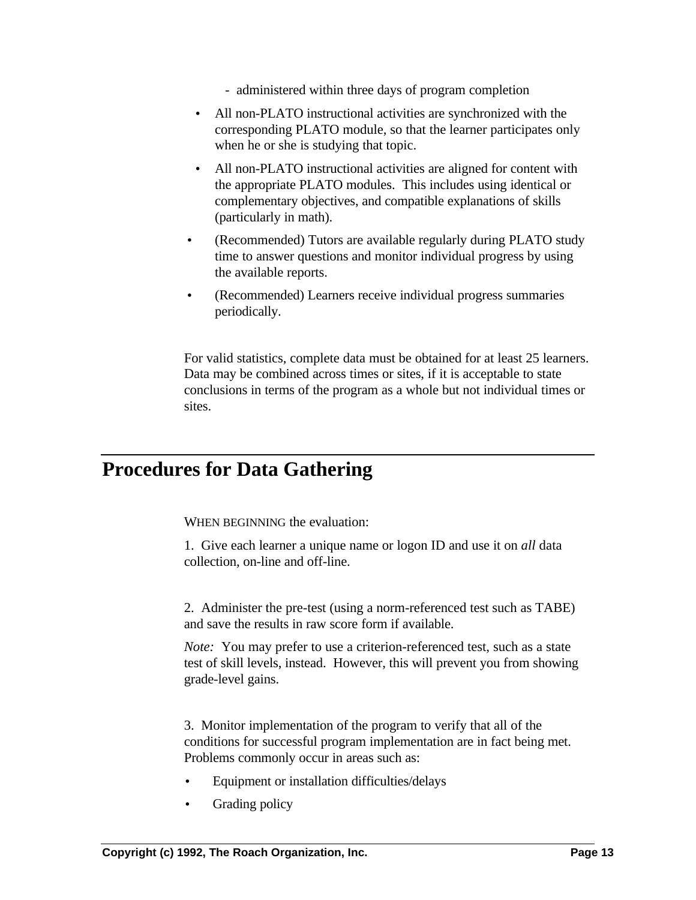- administered within three days of program completion

- All non-PLATO instructional activities are synchronized with the corresponding PLATO module, so that the learner participates only when he or she is studying that topic.
- All non-PLATO instructional activities are aligned for content with the appropriate PLATO modules. This includes using identical or complementary objectives, and compatible explanations of skills (particularly in math).
- (Recommended) Tutors are available regularly during PLATO study time to answer questions and monitor individual progress by using the available reports.
- (Recommended) Learners receive individual progress summaries periodically.

For valid statistics, complete data must be obtained for at least 25 learners. Data may be combined across times or sites, if it is acceptable to state conclusions in terms of the program as a whole but not individual times or sites.

# Procedures for Data Gathering

WHEN BEGINNING the evaluation:

1. Give each learner a unique name or logon ID and use it on *all* data collection, on-line and off-line.

2. Administer the pre-test (using a norm-referenced test such as TABE) and save the results in raw score form if available.

*Note:* You may prefer to use a criterion-referenced test, such as a state test of skill levels, instead. However, this will prevent you from showing grade-level gains.

3. Monitor implementation of the program to verify that all of the conditions for successful program implementation are in fact being met. Problems commonly occur in areas such as:

- Equipment or installation difficulties/delays
- Grading policy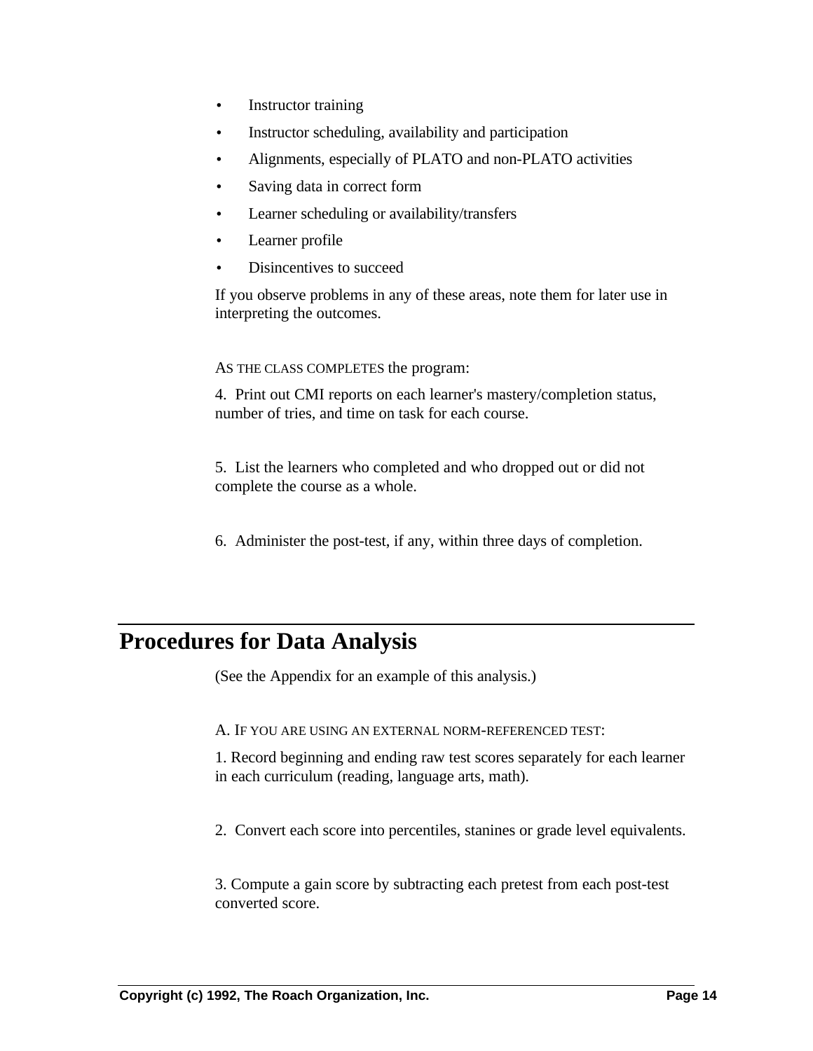- Instructor training
- Instructor scheduling, availability and participation
- Alignments, especially of PLATO and non-PLATO activities
- Saving data in correct form
- Learner scheduling or availability/transfers
- Learner profile
- Disincentives to succeed

If you observe problems in any of these areas, note them for later use in interpreting the outcomes.

AS THE CLASS COMPLETES the program:

4. Print out CMI reports on each learner's mastery/completion status, number of tries, and time on task for each course.

5. List the learners who completed and who dropped out or did not complete the course as a whole.

6. Administer the post-test, if any, within three days of completion.

# Procedures for Data Analysis

(See the Appendix for an example of this analysis.)

A. IF YOU ARE USING AN EXTERNAL NORM-REFERENCED TEST:

1. Record beginning and ending raw test scores separately for each learner in each curriculum (reading, language arts, math).

2. Convert each score into percentiles, stanines or grade level equivalents.

3. Compute a gain score by subtracting each pretest from each post-test converted score.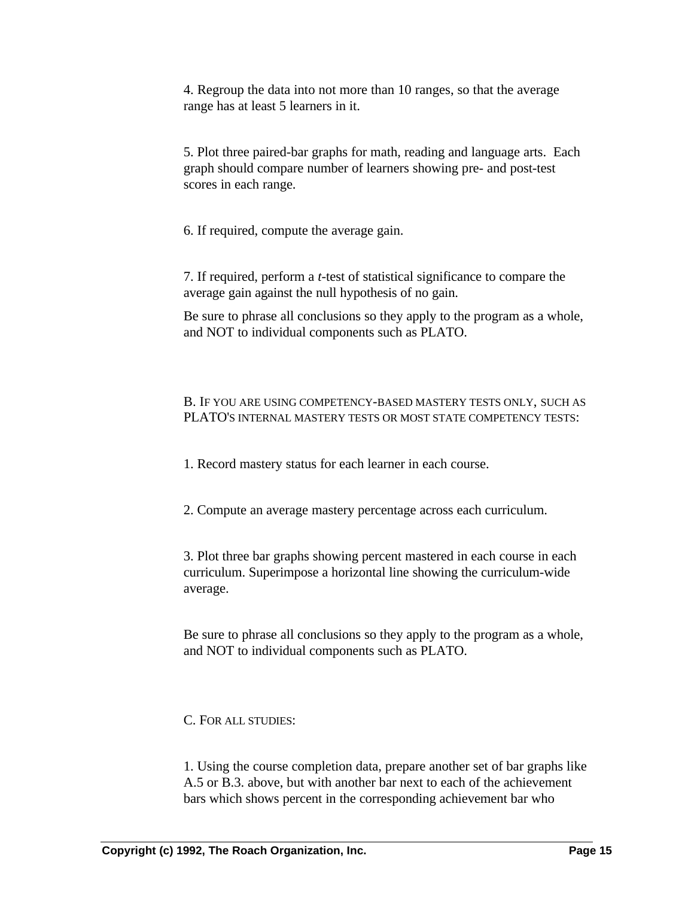4. Regroup the data into not more than 10 ranges, so that the average range has at least 5 learners in it.

5. Plot three paired-bar graphs for math, reading and language arts. Each graph should compare number of learners showing pre- and post-test scores in each range.

6. If required, compute the average gain.

7. If required, perform a *t*-test of statistical significance to compare the average gain against the null hypothesis of no gain.

Be sure to phrase all conclusions so they apply to the program as a whole, and NOT to individual components such as PLATO.

B. IF YOU ARE USING COMPETENCY-BASED MASTERY TESTS ONLY, SUCH AS PLATO'S INTERNAL MASTERY TESTS OR MOST STATE COMPETENCY TESTS:

1. Record mastery status for each learner in each course.

2. Compute an average mastery percentage across each curriculum.

3. Plot three bar graphs showing percent mastered in each course in each curriculum. Superimpose a horizontal line showing the curriculum-wide average.

Be sure to phrase all conclusions so they apply to the program as a whole, and NOT to individual components such as PLATO.

C. FOR ALL STUDIES:

1. Using the course completion data, prepare another set of bar graphs like A.5 or B.3. above, but with another bar next to each of the achievement bars which shows percent in the corresponding achievement bar who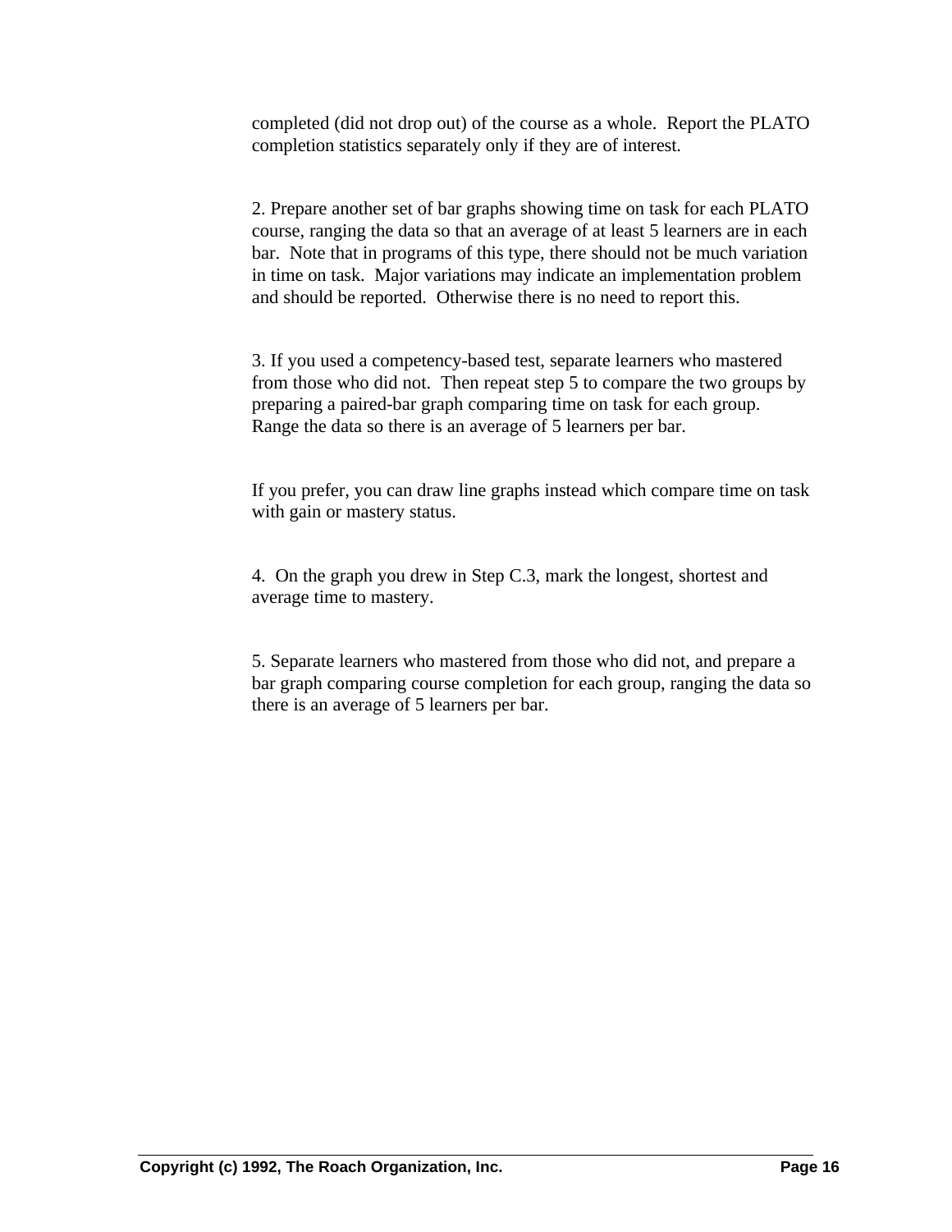completed (did not drop out) of the course as a whole. Report the PLATO completion statistics separately only if they are of interest.

2. Prepare another set of bar graphs showing time on task for each PLATO course, ranging the data so that an average of at least 5 learners are in each bar. Note that in programs of this type, there should not be much variation in time on task. Major variations may indicate an implementation problem and should be reported. Otherwise there is no need to report this.

3. If you used a competency-based test, separate learners who mastered from those who did not. Then repeat step 5 to compare the two groups by preparing a paired-bar graph comparing time on task for each group. Range the data so there is an average of 5 learners per bar.

If you prefer, you can draw line graphs instead which compare time on task with gain or mastery status.

4. On the graph you drew in Step C.3, mark the longest, shortest and average time to mastery.

5. Separate learners who mastered from those who did not, and prepare a bar graph comparing course completion for each group, ranging the data so there is an average of 5 learners per bar.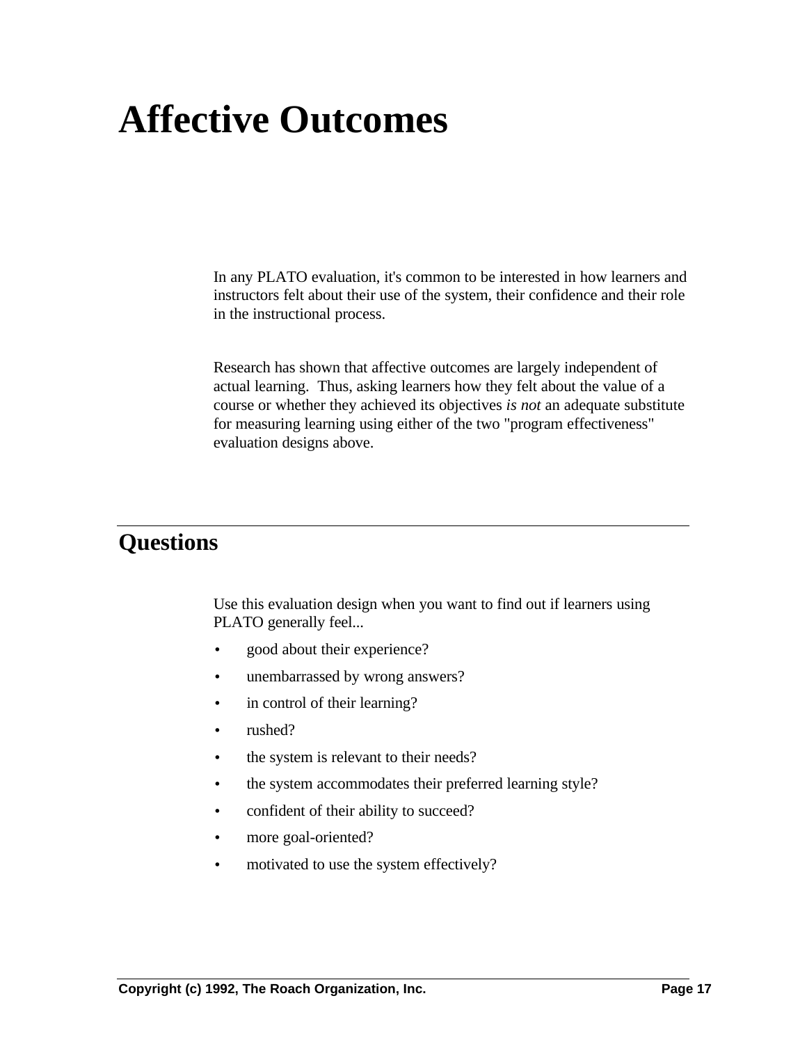# Affective Outcomes

In any PLATO evaluation, it's common to be interested in how learners and instructors felt about their use of the system, their confidence and their role in the instructional process.

Research has shown that affective outcomes are largely independent of actual learning. Thus, asking learners how they felt about the value of a course or whether they achieved its objectives *is not* an adequate substitute for measuring learning using either of the two "program effectiveness" evaluation designs above.

## Questions

Use this evaluation design when you want to find out if learners using PLATO generally feel...

- good about their experience?
- unembarrassed by wrong answers?
- in control of their learning?
- rushed?
- the system is relevant to their needs?
- the system accommodates their preferred learning style?
- confident of their ability to succeed?
- more goal-oriented?
- motivated to use the system effectively?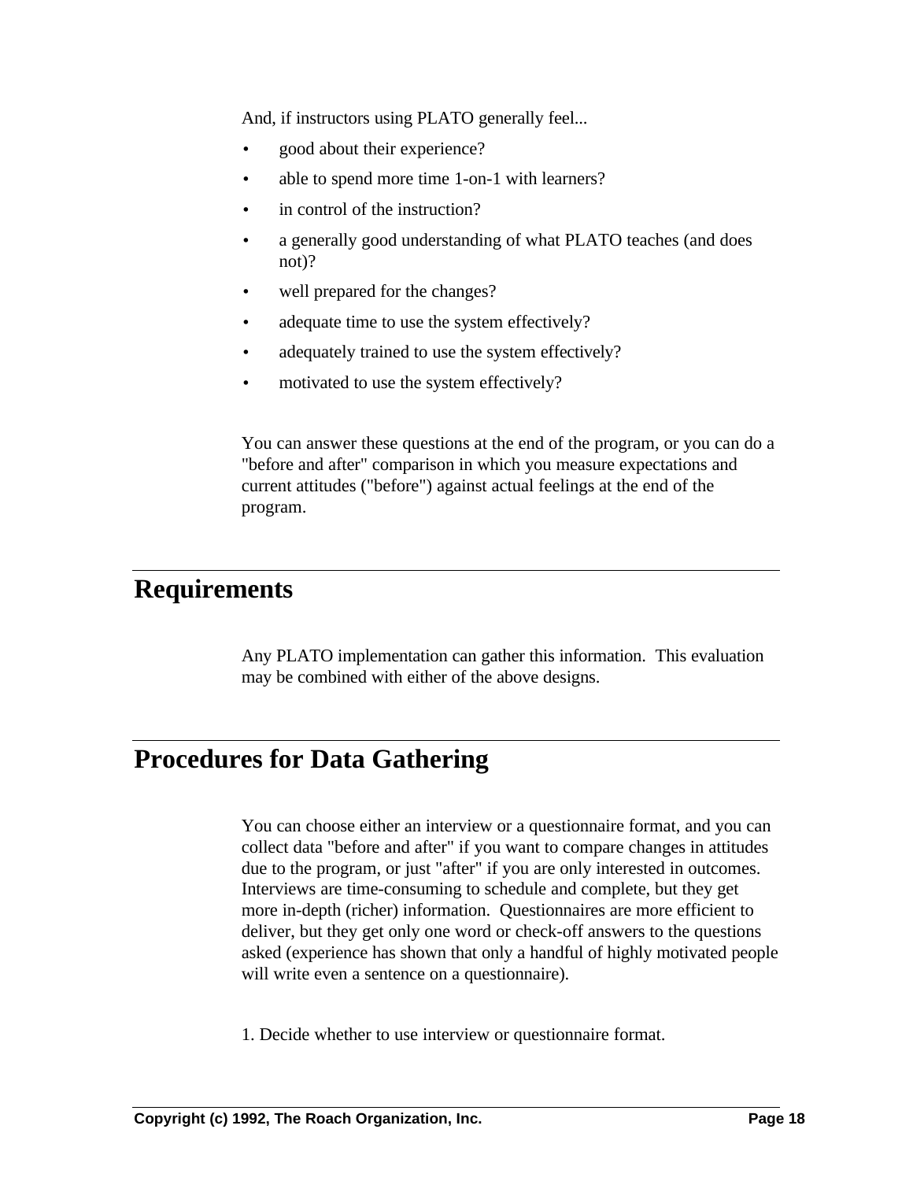And, if instructors using PLATO generally feel...

- good about their experience?
- able to spend more time 1-on-1 with learners?
- in control of the instruction?
- a generally good understanding of what PLATO teaches (and does not)?
- well prepared for the changes?
- adequate time to use the system effectively?
- adequately trained to use the system effectively?
- motivated to use the system effectively?

You can answer these questions at the end of the program, or you can do a "before and after" comparison in which you measure expectations and current attitudes ("before") against actual feelings at the end of the program.

## Requirements

Any PLATO implementation can gather this information. This evaluation may be combined with either of the above designs.

## Procedures for Data Gathering

You can choose either an interview or a questionnaire format, and you can collect data "before and after" if you want to compare changes in attitudes due to the program, or just "after" if you are only interested in outcomes. Interviews are time-consuming to schedule and complete, but they get more in-depth (richer) information. Questionnaires are more efficient to deliver, but they get only one word or check-off answers to the questions asked (experience has shown that only a handful of highly motivated people will write even a sentence on a questionnaire).

1. Decide whether to use interview or questionnaire format.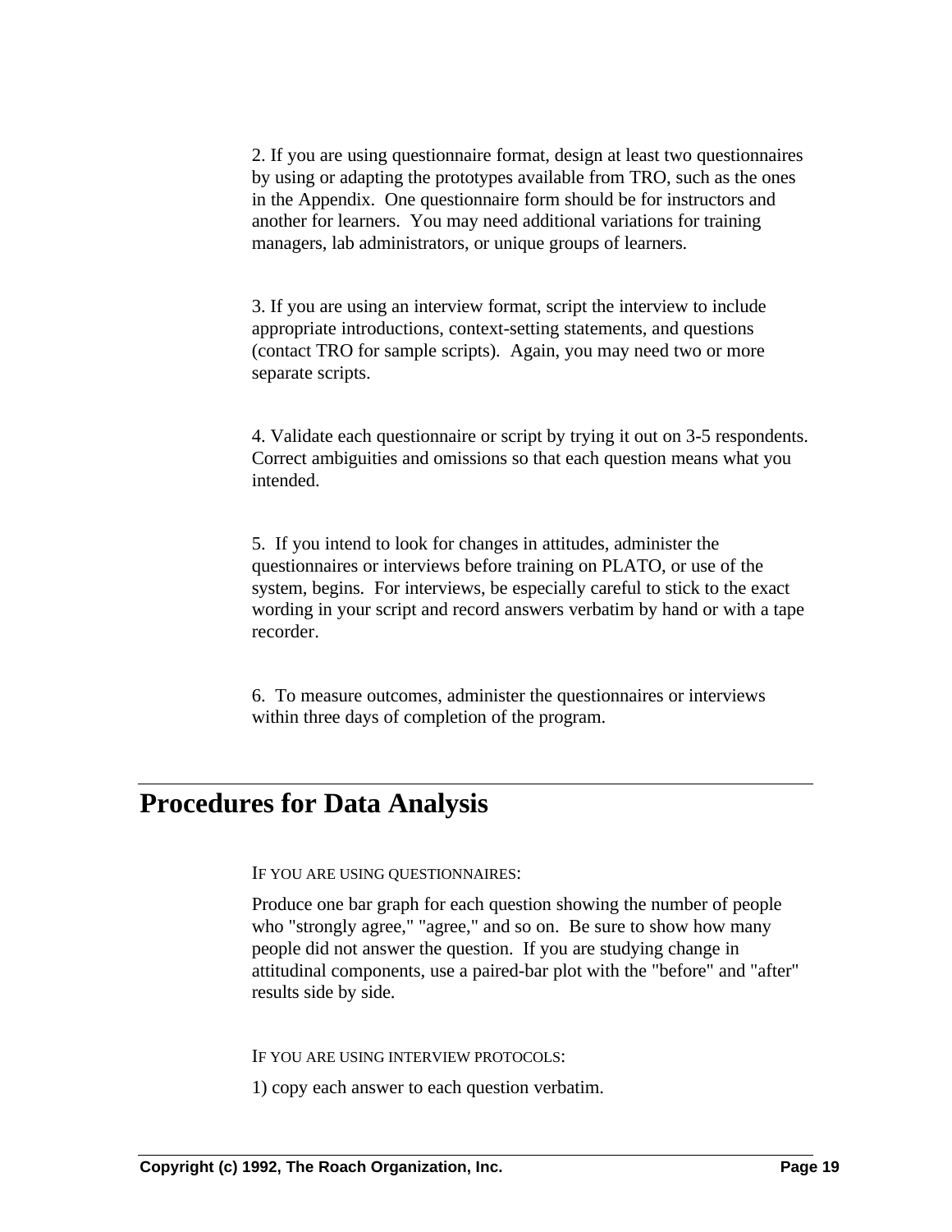2. If you are using questionnaire format, design at least two questionnaires by using or adapting the prototypes available from TRO, such as the ones in the Appendix. One questionnaire form should be for instructors and another for learners. You may need additional variations for training managers, lab administrators, or unique groups of learners.

3. If you are using an interview format, script the interview to include appropriate introductions, context-setting statements, and questions (contact TRO for sample scripts). Again, you may need two or more separate scripts.

4. Validate each questionnaire or script by trying it out on 3-5 respondents. Correct ambiguities and omissions so that each question means what you intended.

5. If you intend to look for changes in attitudes, administer the questionnaires or interviews before training on PLATO, or use of the system, begins. For interviews, be especially careful to stick to the exact wording in your script and record answers verbatim by hand or with a tape recorder.

6. To measure outcomes, administer the questionnaires or interviews within three days of completion of the program.

## Procedures for Data Analysis

IF YOU ARE USING QUESTIONNAIRES:

Produce one bar graph for each question showing the number of people who "strongly agree," "agree," and so on. Be sure to show how many people did not answer the question. If you are studying change in attitudinal components, use a paired-bar plot with the "before" and "after" results side by side.

IF YOU ARE USING INTERVIEW PROTOCOLS:

1) copy each answer to each question verbatim.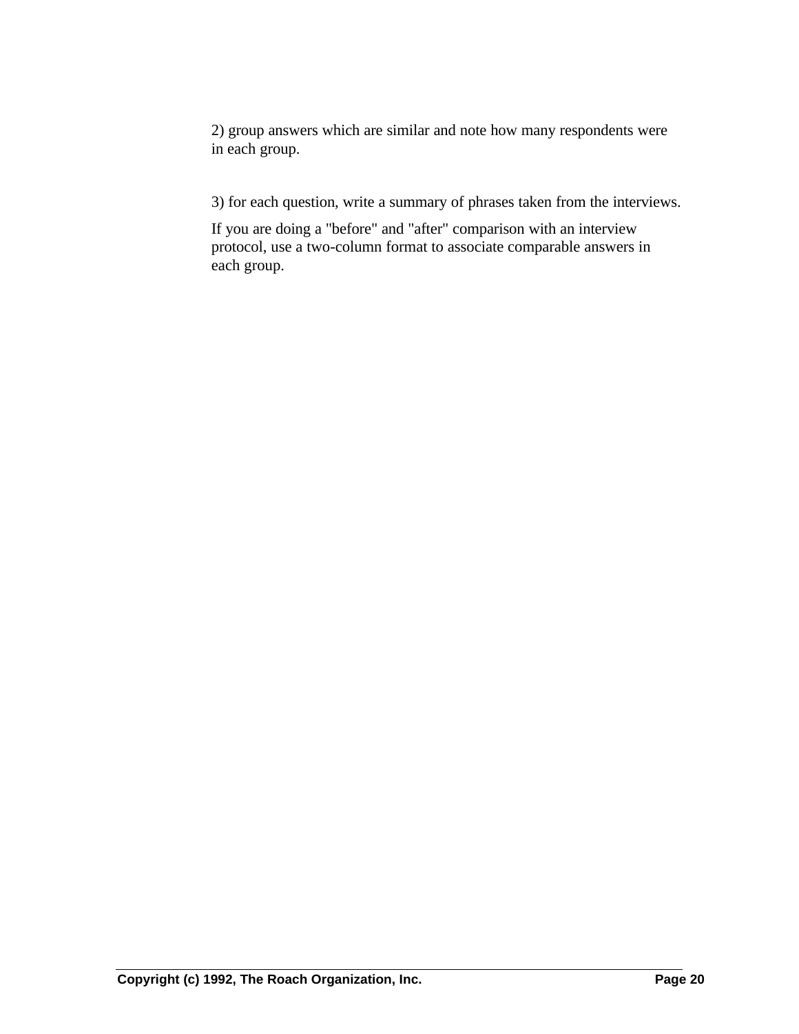2) group answers which are similar and note how many respondents were in each group.

3) for each question, write a summary of phrases taken from the interviews.

If you are doing a "before" and "after" comparison with an interview protocol, use a two-column format to associate comparable answers in each group.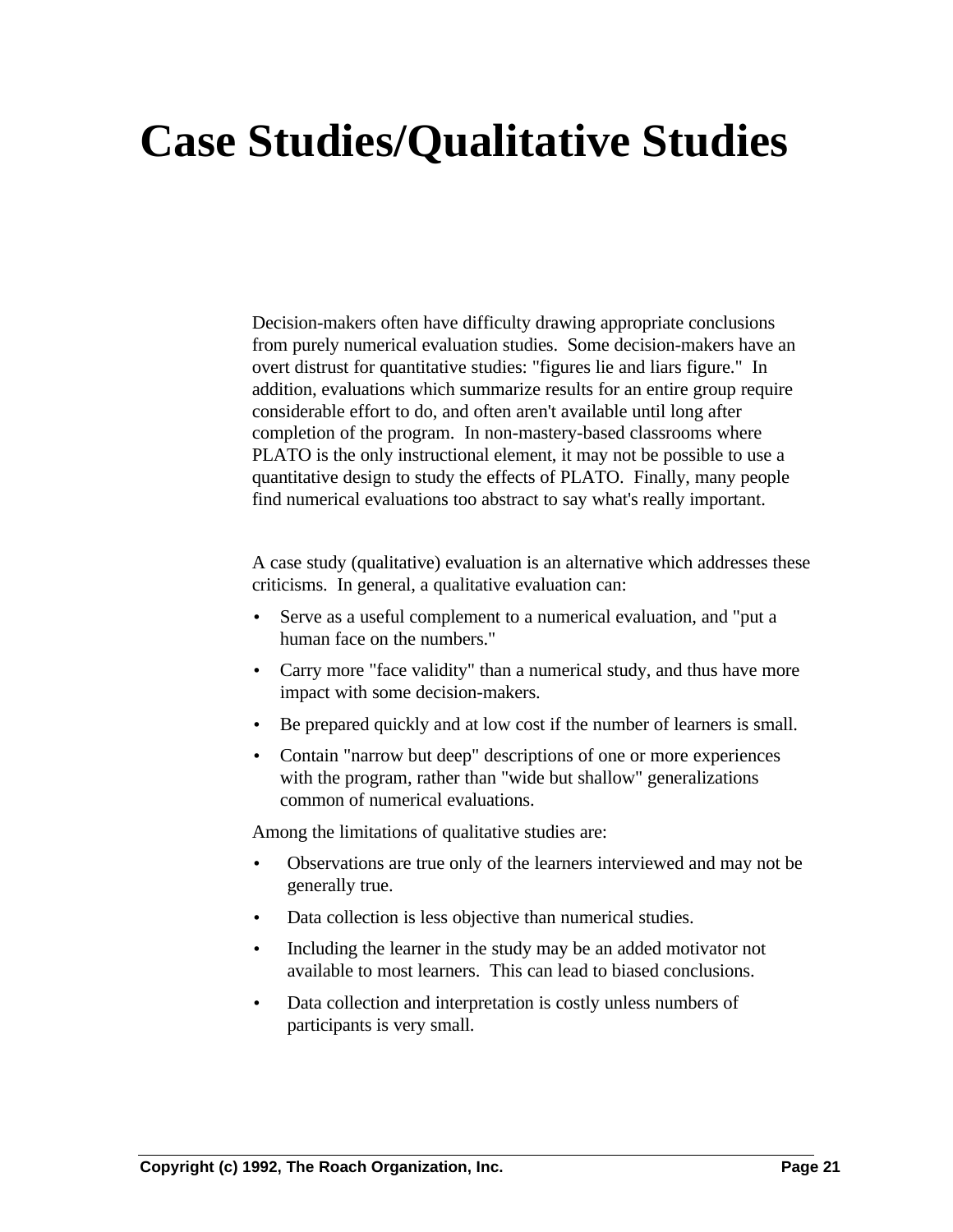# Case Studies/Qualitative Studies

Decision-makers often have difficulty drawing appropriate conclusions from purely numerical evaluation studies. Some decision-makers have an overt distrust for quantitative studies: "figures lie and liars figure." In addition, evaluations which summarize results for an entire group require considerable effort to do, and often aren't available until long after completion of the program. In non-mastery-based classrooms where PLATO is the only instructional element, it may not be possible to use a quantitative design to study the effects of PLATO. Finally, many people find numerical evaluations too abstract to say what's really important.

A case study (qualitative) evaluation is an alternative which addresses these criticisms. In general, a qualitative evaluation can:

- Serve as a useful complement to a numerical evaluation, and "put a human face on the numbers."
- Carry more "face validity" than a numerical study, and thus have more impact with some decision-makers.
- Be prepared quickly and at low cost if the number of learners is small.
- Contain "narrow but deep" descriptions of one or more experiences with the program, rather than "wide but shallow" generalizations common of numerical evaluations.

Among the limitations of qualitative studies are:

- Observations are true only of the learners interviewed and may not be generally true.
- Data collection is less objective than numerical studies.
- Including the learner in the study may be an added motivator not available to most learners. This can lead to biased conclusions.
- Data collection and interpretation is costly unless numbers of participants is very small.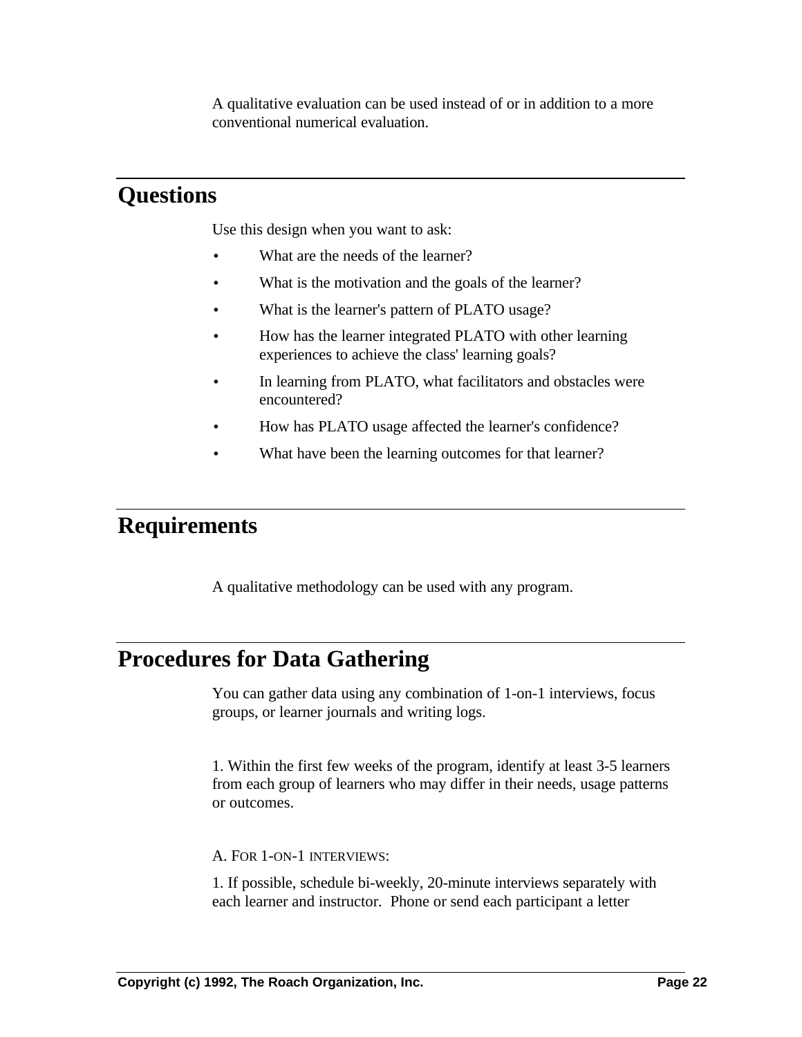A qualitative evaluation can be used instead of or in addition to a more conventional numerical evaluation.

## Questions

Use this design when you want to ask:

- What are the needs of the learner?
- What is the motivation and the goals of the learner?
- What is the learner's pattern of PLATO usage?
- How has the learner integrated PLATO with other learning experiences to achieve the class' learning goals?
- In learning from PLATO, what facilitators and obstacles were encountered?
- How has PLATO usage affected the learner's confidence?
- What have been the learning outcomes for that learner?

## Requirements

A qualitative methodology can be used with any program.

## Procedures for Data Gathering

You can gather data using any combination of 1-on-1 interviews, focus groups, or learner journals and writing logs.

1. Within the first few weeks of the program, identify at least 3-5 learners from each group of learners who may differ in their needs, usage patterns or outcomes.

A. FOR 1-ON-1 INTERVIEWS:

1. If possible, schedule bi-weekly, 20-minute interviews separately with each learner and instructor. Phone or send each participant a letter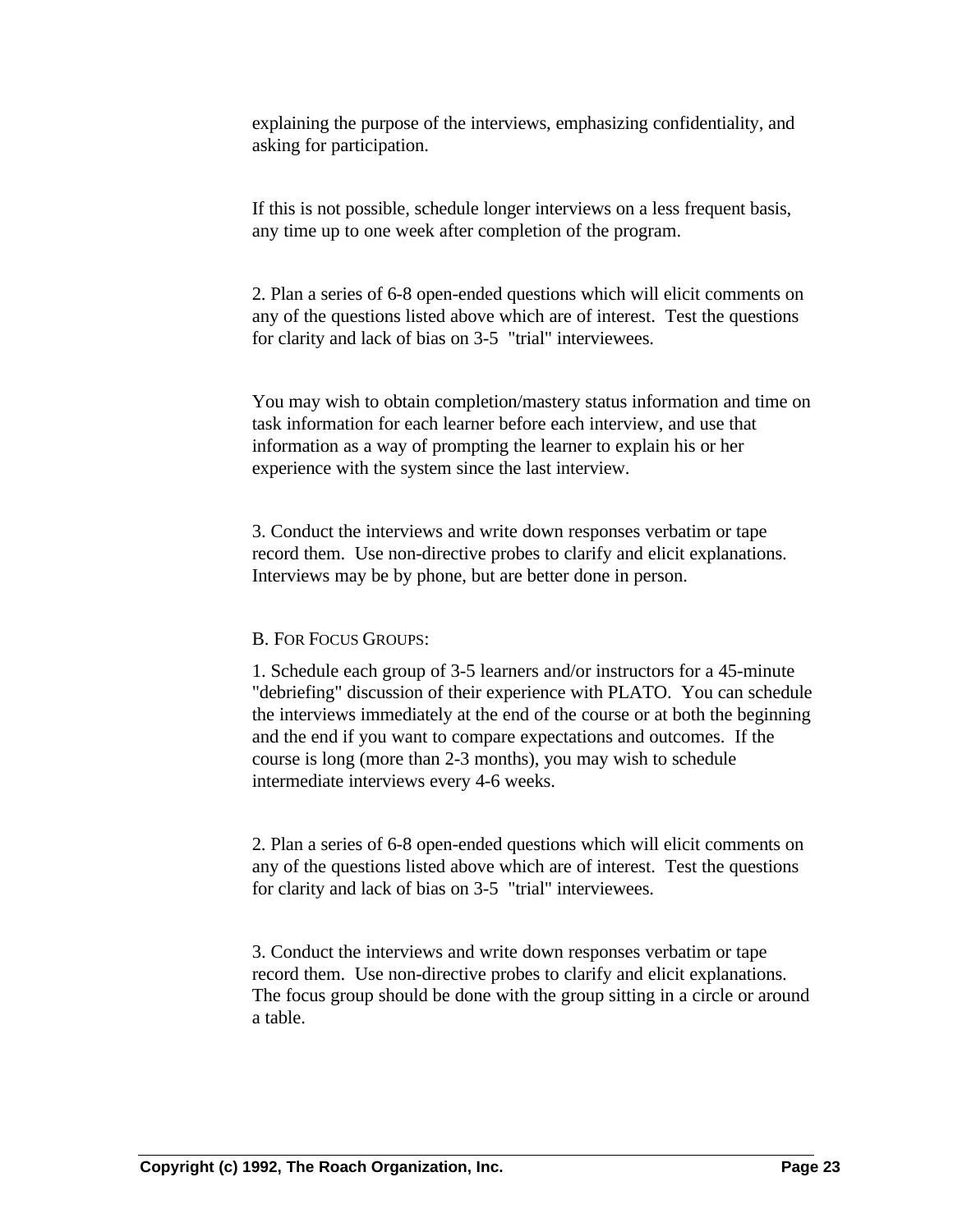explaining the purpose of the interviews, emphasizing confidentiality, and asking for participation.

If this is not possible, schedule longer interviews on a less frequent basis, any time up to one week after completion of the program.

2. Plan a series of 6-8 open-ended questions which will elicit comments on any of the questions listed above which are of interest. Test the questions for clarity and lack of bias on 3-5 "trial" interviewees.

You may wish to obtain completion/mastery status information and time on task information for each learner before each interview, and use that information as a way of prompting the learner to explain his or her experience with the system since the last interview.

3. Conduct the interviews and write down responses verbatim or tape record them. Use non-directive probes to clarify and elicit explanations. Interviews may be by phone, but are better done in person.

B. FOR FOCUS GROUPS:

1. Schedule each group of 3-5 learners and/or instructors for a 45-minute "debriefing" discussion of their experience with PLATO. You can schedule the interviews immediately at the end of the course or at both the beginning and the end if you want to compare expectations and outcomes. If the course is long (more than 2-3 months), you may wish to schedule intermediate interviews every 4-6 weeks.

2. Plan a series of 6-8 open-ended questions which will elicit comments on any of the questions listed above which are of interest. Test the questions for clarity and lack of bias on 3-5 "trial" interviewees.

3. Conduct the interviews and write down responses verbatim or tape record them. Use non-directive probes to clarify and elicit explanations. The focus group should be done with the group sitting in a circle or around a table.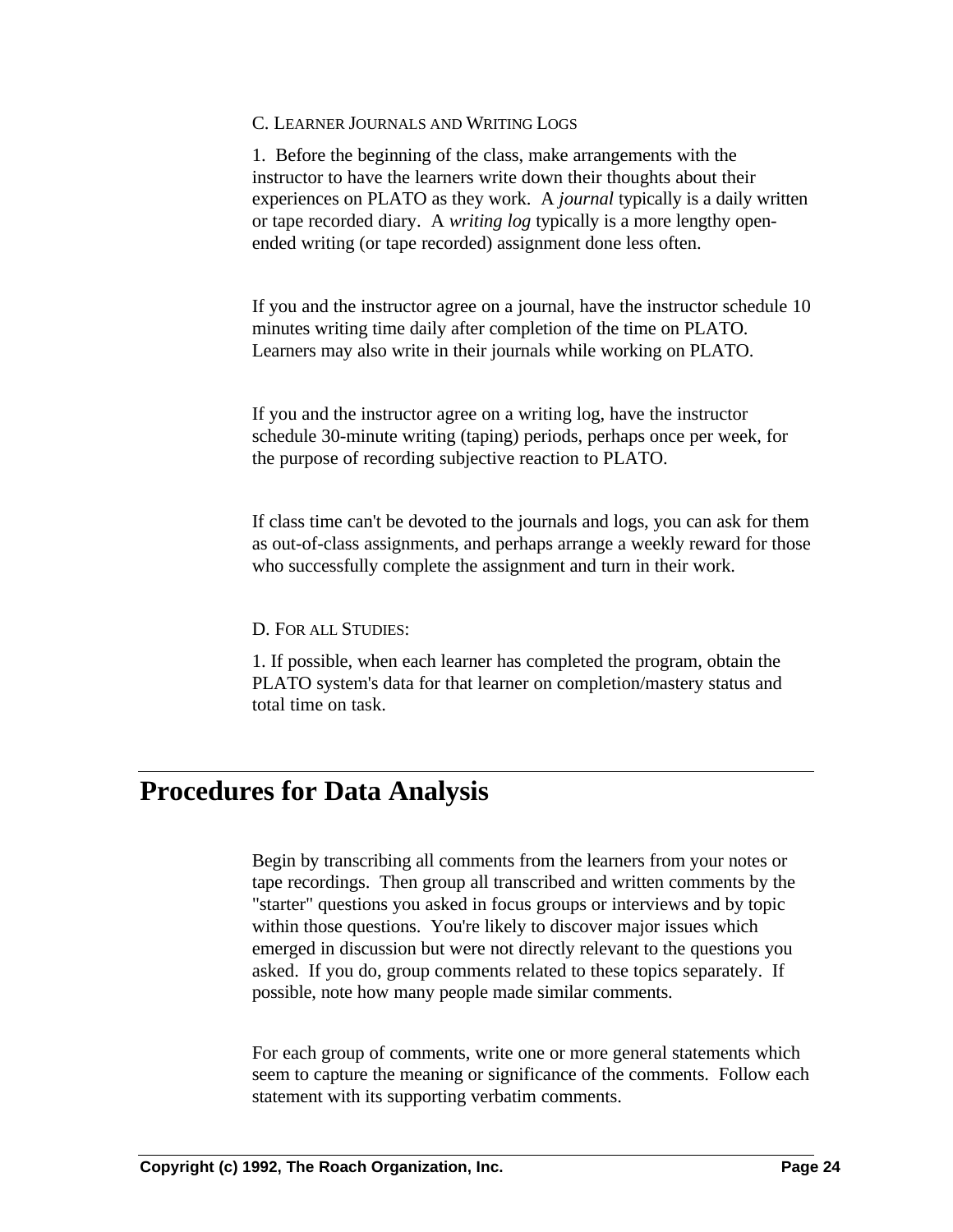C. LEARNER JOURNALS AND WRITING LOGS

1. Before the beginning of the class, make arrangements with the instructor to have the learners write down their thoughts about their experiences on PLATO as they work. A *journal* typically is a daily written or tape recorded diary. A *writing log* typically is a more lengthy open-ended writing (or tape recorded) assignment done less often.

If you and the instructor agree on a journal, have the instructor schedule 10 minutes writing time daily after completion of the time on PLATO. Learners may also write in their journals while working on PLATO.

If you and the instructor agree on a writing log, have the instructor schedule 30-minute writing (taping) periods, perhaps once per week, for the purpose of recording subjective reaction to PLATO.

If class time can't be devoted to the journals and logs, you can ask for them as out-of-class assignments, and perhaps arrange a weekly reward for those who successfully complete the assignment and turn in their work.

D. FOR ALL STUDIES:

1. If possible, when each learner has completed the program, obtain the PLATO system's data for that learner on completion/mastery status and total time on task.

# Procedures for Data Analysis

Begin by transcribing all comments from the learners from your notes or tape recordings. Then group all transcribed and written comments by the "starter" questions you asked in focus groups or interviews and by topic within those questions. You're likely to discover major issues which emerged in discussion but were not directly relevant to the questions you asked. If you do, group comments related to these topics separately. If possible, note how many people made similar comments.

For each group of comments, write one or more general statements which seem to capture the meaning or significance of the comments. Follow each statement with its supporting verbatim comments.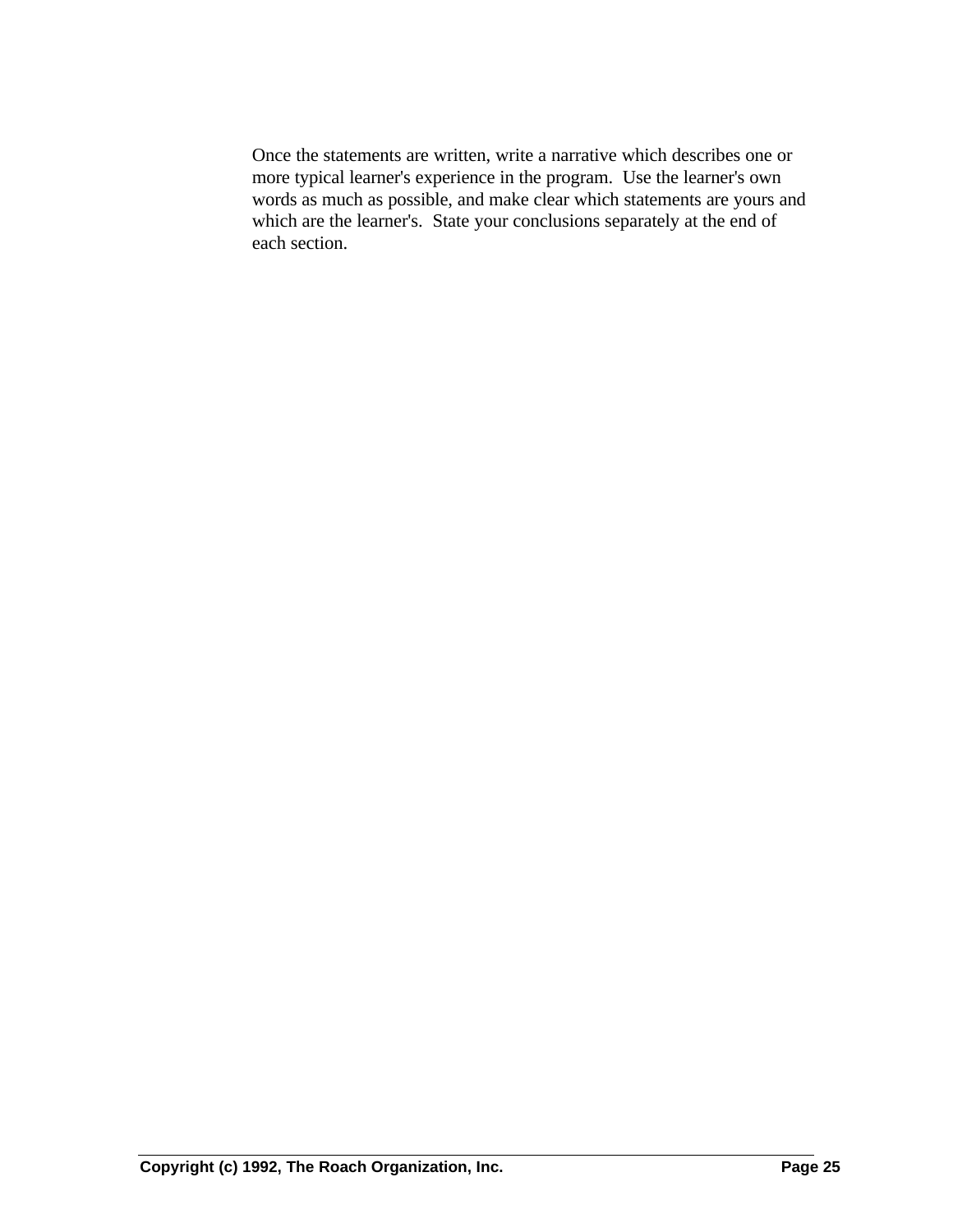Once the statements are written, write a narrative which describes one or more typical learner's experience in the program. Use the learner's own words as much as possible, and make clear which statements are yours and which are the learner's. State your conclusions separately at the end of each section.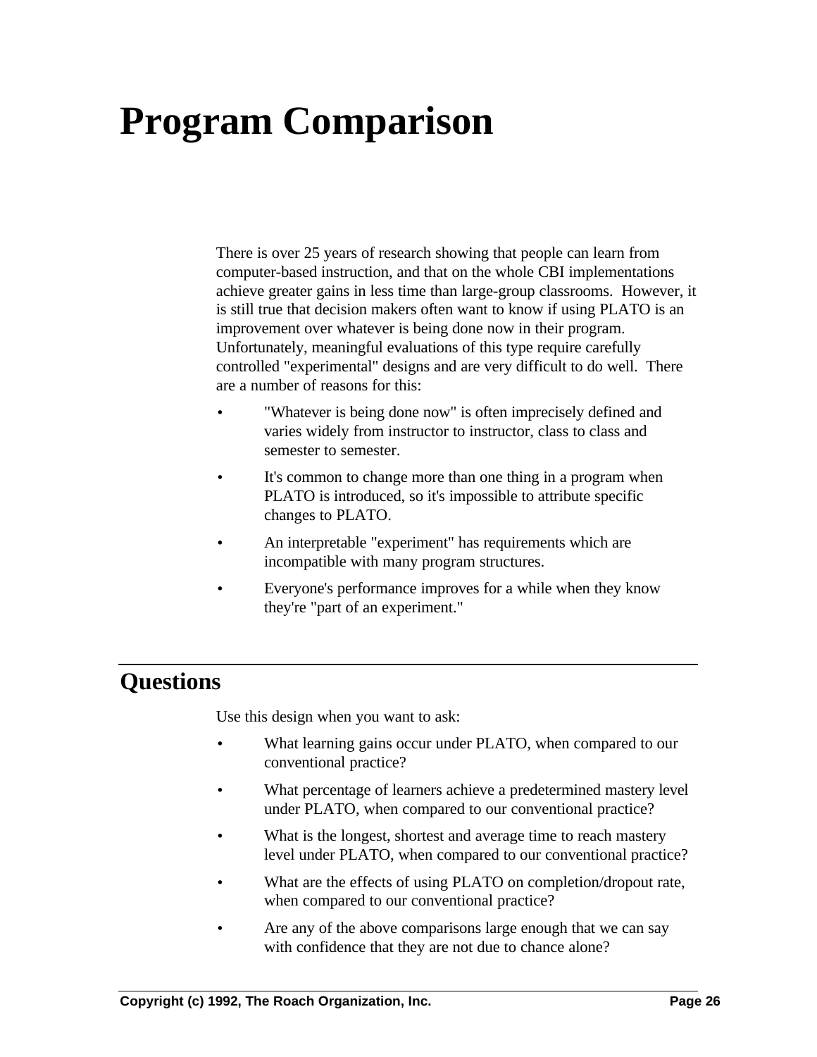# Program Comparison

There is over 25 years of research showing that people can learn from computer-based instruction, and that on the whole CBI implementations achieve greater gains in less time than large-group classrooms. However, it is still true that decision makers often want to know if using PLATO is an improvement over whatever is being done now in their program. Unfortunately, meaningful evaluations of this type require carefully controlled "experimental" designs and are very difficult to do well. There are a number of reasons for this:

- "Whatever is being done now" is often imprecisely defined and varies widely from instructor to instructor, class to class and semester to semester.
- It's common to change more than one thing in a program when PLATO is introduced, so it's impossible to attribute specific changes to PLATO.
- An interpretable "experiment" has requirements which are incompatible with many program structures.
- Everyone's performance improves for a while when they know they're "part of an experiment."

## Questions

Use this design when you want to ask:

- What learning gains occur under PLATO, when compared to our conventional practice?
- What percentage of learners achieve a predetermined mastery level under PLATO, when compared to our conventional practice?
- What is the longest, shortest and average time to reach mastery level under PLATO, when compared to our conventional practice?
- What are the effects of using PLATO on completion/dropout rate, when compared to our conventional practice?
- Are any of the above comparisons large enough that we can say with confidence that they are not due to chance alone?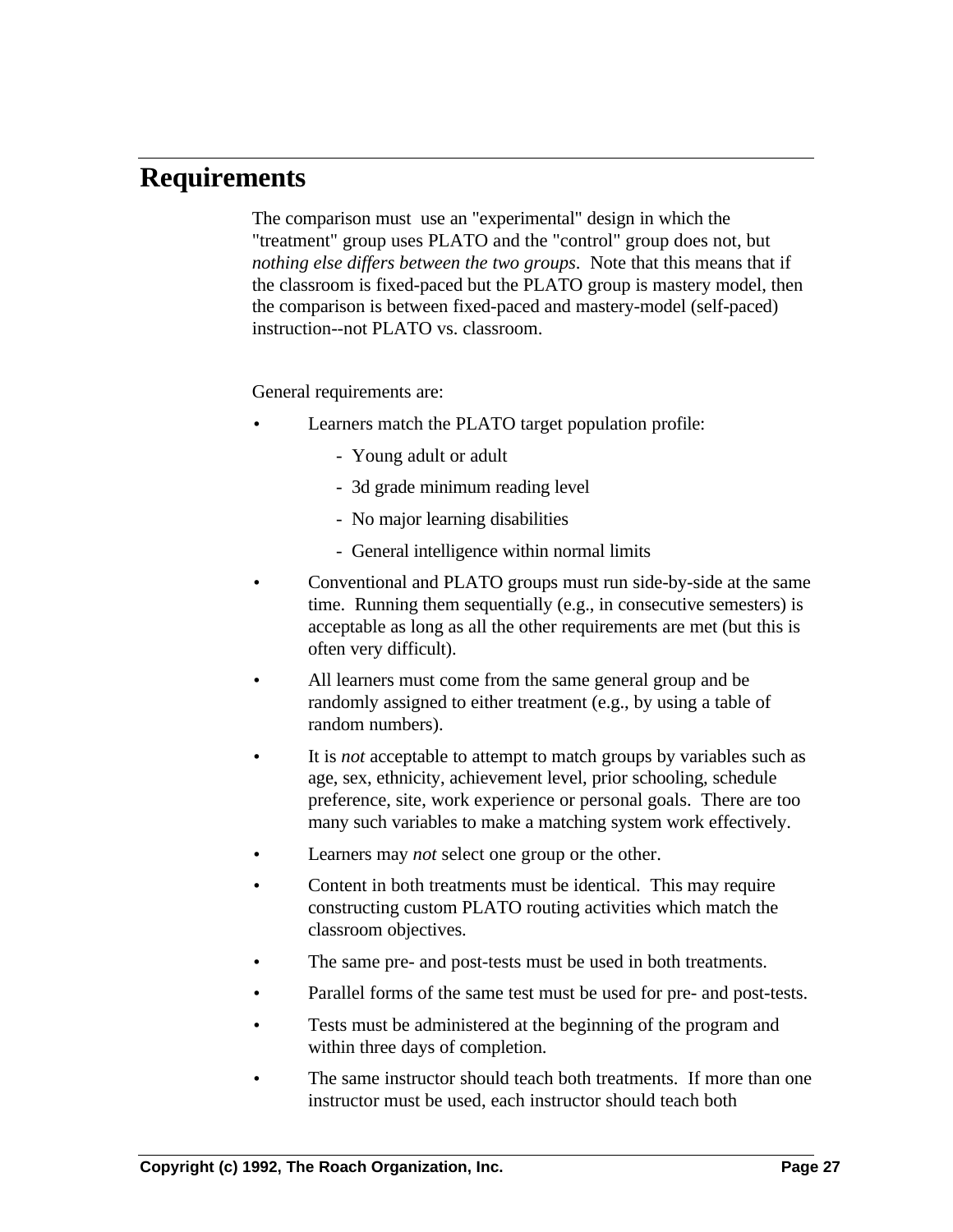# Requirements

The comparison must use an "experimental" design in which the "treatment" group uses PLATO and the "control" group does not, but *nothing else differs between the two groups*. Note that this means that if the classroom is fixed-paced but the PLATO group is mastery model, then the comparison is between fixed-paced and mastery-model (self-paced) instruction--not PLATO vs. classroom.

General requirements are:

- Learners match the PLATO target population profile:
  - Young adult or adult
  - 3d grade minimum reading level
  - No major learning disabilities
  - General intelligence within normal limits
- Conventional and PLATO groups must run side-by-side at the same time. Running them sequentially (e.g., in consecutive semesters) is acceptable as long as all the other requirements are met (but this is often very difficult).
- All learners must come from the same general group and be randomly assigned to either treatment (e.g., by using a table of random numbers).
- It is *not* acceptable to attempt to match groups by variables such as age, sex, ethnicity, achievement level, prior schooling, schedule preference, site, work experience or personal goals. There are too many such variables to make a matching system work effectively.
- Learners may *not* select one group or the other.
- Content in both treatments must be identical. This may require constructing custom PLATO routing activities which match the classroom objectives.
- The same pre- and post-tests must be used in both treatments.
- Parallel forms of the same test must be used for pre- and post-tests.
- Tests must be administered at the beginning of the program and within three days of completion.
- The same instructor should teach both treatments. If more than one instructor must be used, each instructor should teach both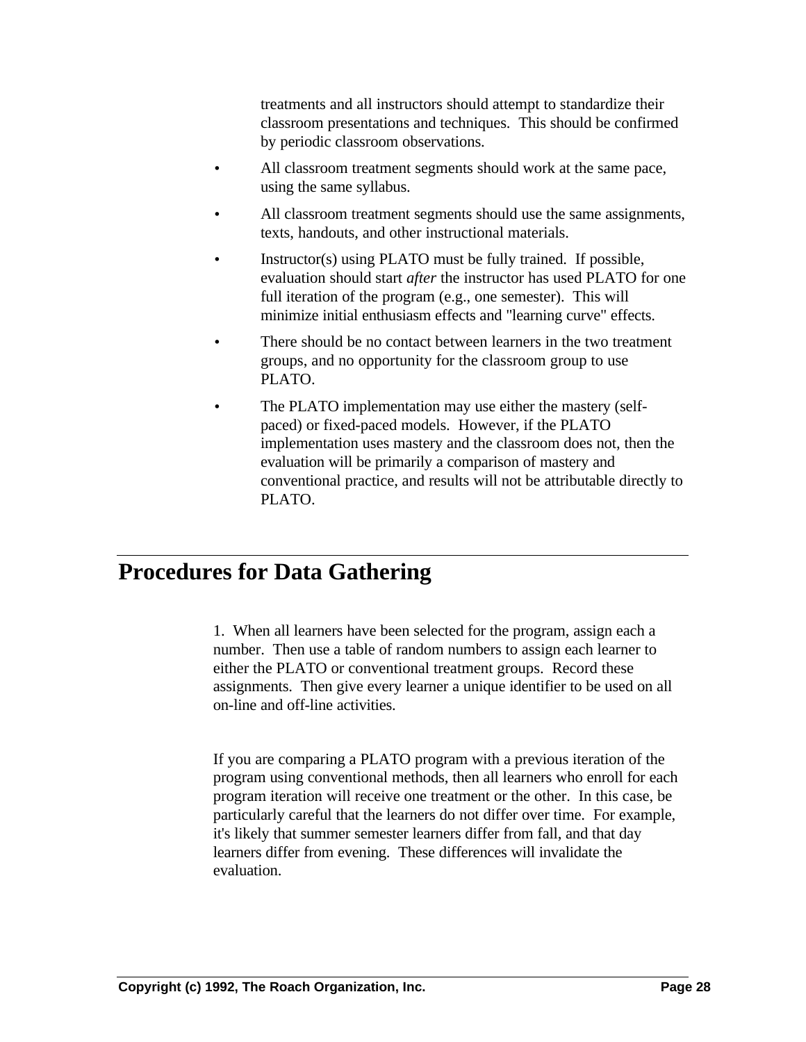treatments and all instructors should attempt to standardize their classroom presentations and techniques. This should be confirmed by periodic classroom observations.

- All classroom treatment segments should work at the same pace, using the same syllabus.
- All classroom treatment segments should use the same assignments, texts, handouts, and other instructional materials.
- Instructor(s) using PLATO must be fully trained. If possible, evaluation should start *after* the instructor has used PLATO for one full iteration of the program (e.g., one semester). This will minimize initial enthusiasm effects and "learning curve" effects.
- There should be no contact between learners in the two treatment groups, and no opportunity for the classroom group to use PLATO.
- The PLATO implementation may use either the mastery (self-paced) or fixed-paced models. However, if the PLATO implementation uses mastery and the classroom does not, then the evaluation will be primarily a comparison of mastery and conventional practice, and results will not be attributable directly to PLATO.

## Procedures for Data Gathering

1. When all learners have been selected for the program, assign each a number. Then use a table of random numbers to assign each learner to either the PLATO or conventional treatment groups. Record these assignments. Then give every learner a unique identifier to be used on all on-line and off-line activities.

If you are comparing a PLATO program with a previous iteration of the program using conventional methods, then all learners who enroll for each program iteration will receive one treatment or the other. In this case, be particularly careful that the learners do not differ over time. For example, it's likely that summer semester learners differ from fall, and that day learners differ from evening. These differences will invalidate the evaluation.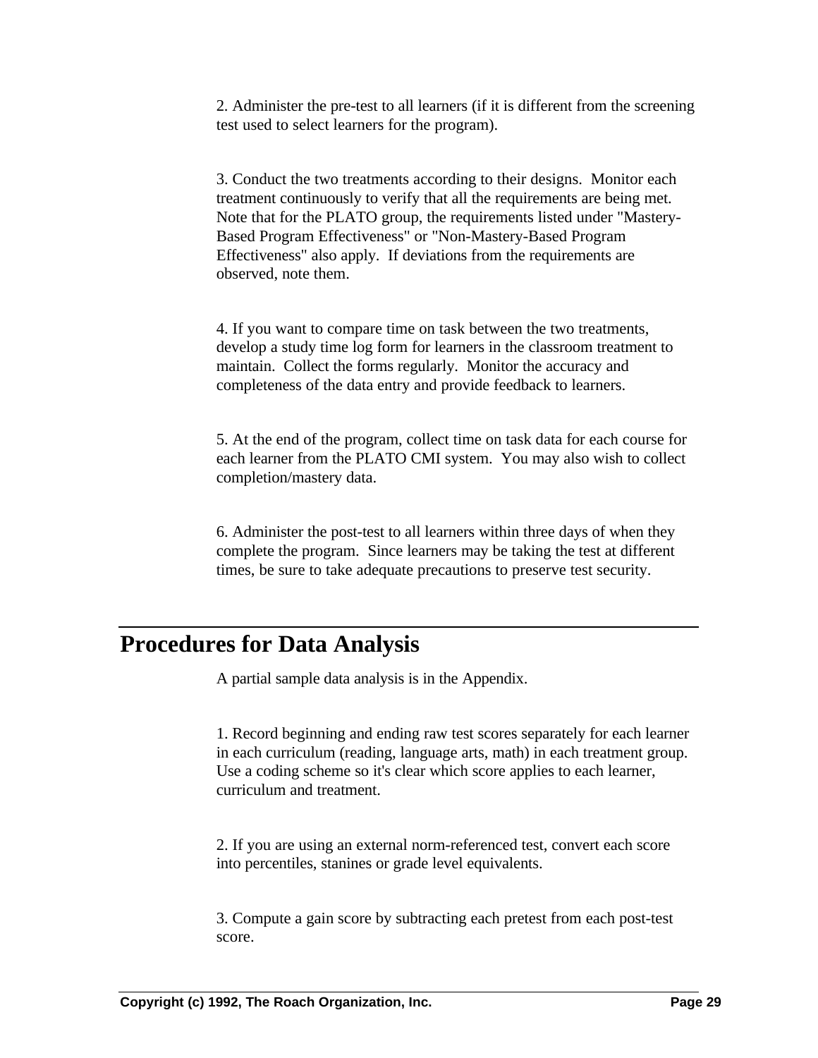2. Administer the pre-test to all learners (if it is different from the screening test used to select learners for the program).

3. Conduct the two treatments according to their designs. Monitor each treatment continuously to verify that all the requirements are being met. Note that for the PLATO group, the requirements listed under "Mastery-Based Program Effectiveness" or "Non-Mastery-Based Program Effectiveness" also apply. If deviations from the requirements are observed, note them.

4. If you want to compare time on task between the two treatments, develop a study time log form for learners in the classroom treatment to maintain. Collect the forms regularly. Monitor the accuracy and completeness of the data entry and provide feedback to learners.

5. At the end of the program, collect time on task data for each course for each learner from the PLATO CMI system. You may also wish to collect completion/mastery data.

6. Administer the post-test to all learners within three days of when they complete the program. Since learners may be taking the test at different times, be sure to take adequate precautions to preserve test security.

## Procedures for Data Analysis

A partial sample data analysis is in the Appendix.

1. Record beginning and ending raw test scores separately for each learner in each curriculum (reading, language arts, math) in each treatment group. Use a coding scheme so it's clear which score applies to each learner, curriculum and treatment.

2. If you are using an external norm-referenced test, convert each score into percentiles, stanines or grade level equivalents.

3. Compute a gain score by subtracting each pretest from each post-test score.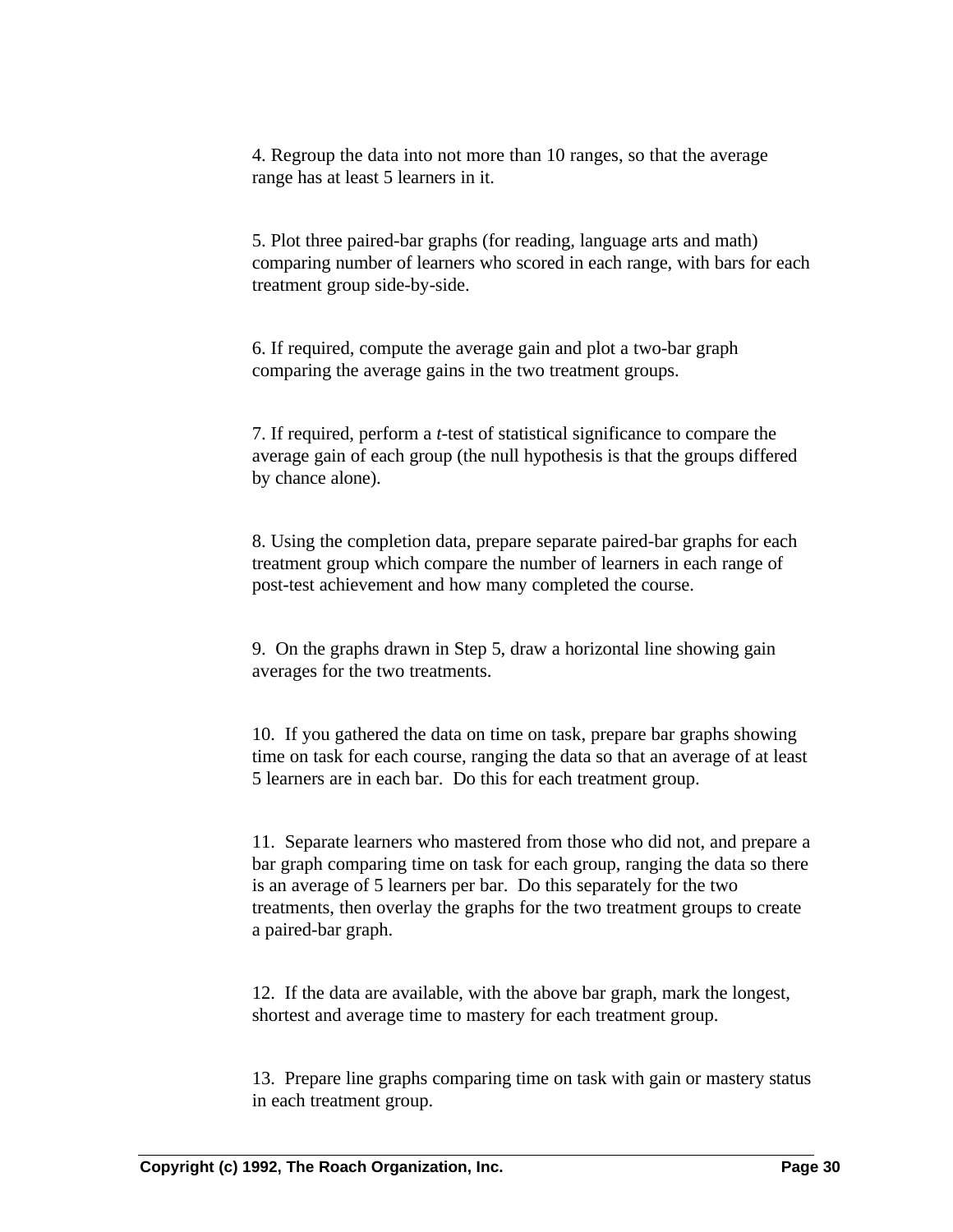4. Regroup the data into not more than 10 ranges, so that the average range has at least 5 learners in it.

5. Plot three paired-bar graphs (for reading, language arts and math) comparing number of learners who scored in each range, with bars for each treatment group side-by-side.

6. If required, compute the average gain and plot a two-bar graph comparing the average gains in the two treatment groups.

7. If required, perform a *t*-test of statistical significance to compare the average gain of each group (the null hypothesis is that the groups differed by chance alone).

8. Using the completion data, prepare separate paired-bar graphs for each treatment group which compare the number of learners in each range of post-test achievement and how many completed the course.

9. On the graphs drawn in Step 5, draw a horizontal line showing gain averages for the two treatments.

10. If you gathered the data on time on task, prepare bar graphs showing time on task for each course, ranging the data so that an average of at least 5 learners are in each bar. Do this for each treatment group.

11. Separate learners who mastered from those who did not, and prepare a bar graph comparing time on task for each group, ranging the data so there is an average of 5 learners per bar. Do this separately for the two treatments, then overlay the graphs for the two treatment groups to create a paired-bar graph.

12. If the data are available, with the above bar graph, mark the longest, shortest and average time to mastery for each treatment group.

13. Prepare line graphs comparing time on task with gain or mastery status in each treatment group.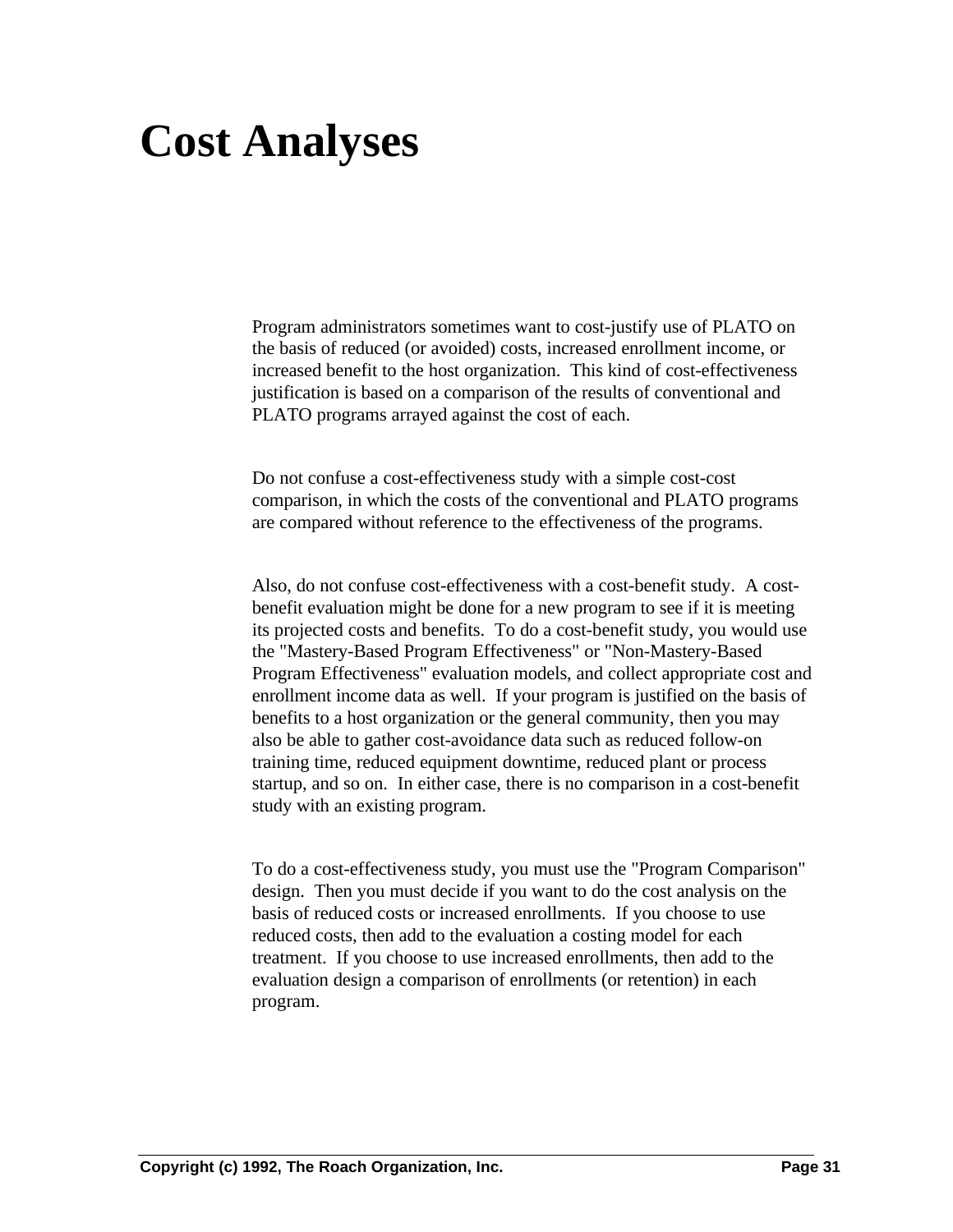# Cost Analyses

Program administrators sometimes want to cost-justify use of PLATO on the basis of reduced (or avoided) costs, increased enrollment income, or increased benefit to the host organization. This kind of cost-effectiveness justification is based on a comparison of the results of conventional and PLATO programs arrayed against the cost of each.

Do not confuse a cost-effectiveness study with a simple cost-cost comparison, in which the costs of the conventional and PLATO programs are compared without reference to the effectiveness of the programs.

Also, do not confuse cost-effectiveness with a cost-benefit study. A cost-benefit evaluation might be done for a new program to see if it is meeting its projected costs and benefits. To do a cost-benefit study, you would use the "Mastery-Based Program Effectiveness" or "Non-Mastery-Based Program Effectiveness" evaluation models, and collect appropriate cost and enrollment income data as well. If your program is justified on the basis of benefits to a host organization or the general community, then you may also be able to gather cost-avoidance data such as reduced follow-on training time, reduced equipment downtime, reduced plant or process startup, and so on. In either case, there is no comparison in a cost-benefit study with an existing program.

To do a cost-effectiveness study, you must use the "Program Comparison" design. Then you must decide if you want to do the cost analysis on the basis of reduced costs or increased enrollments. If you choose to use reduced costs, then add to the evaluation a costing model for each treatment. If you choose to use increased enrollments, then add to the evaluation design a comparison of enrollments (or retention) in each program.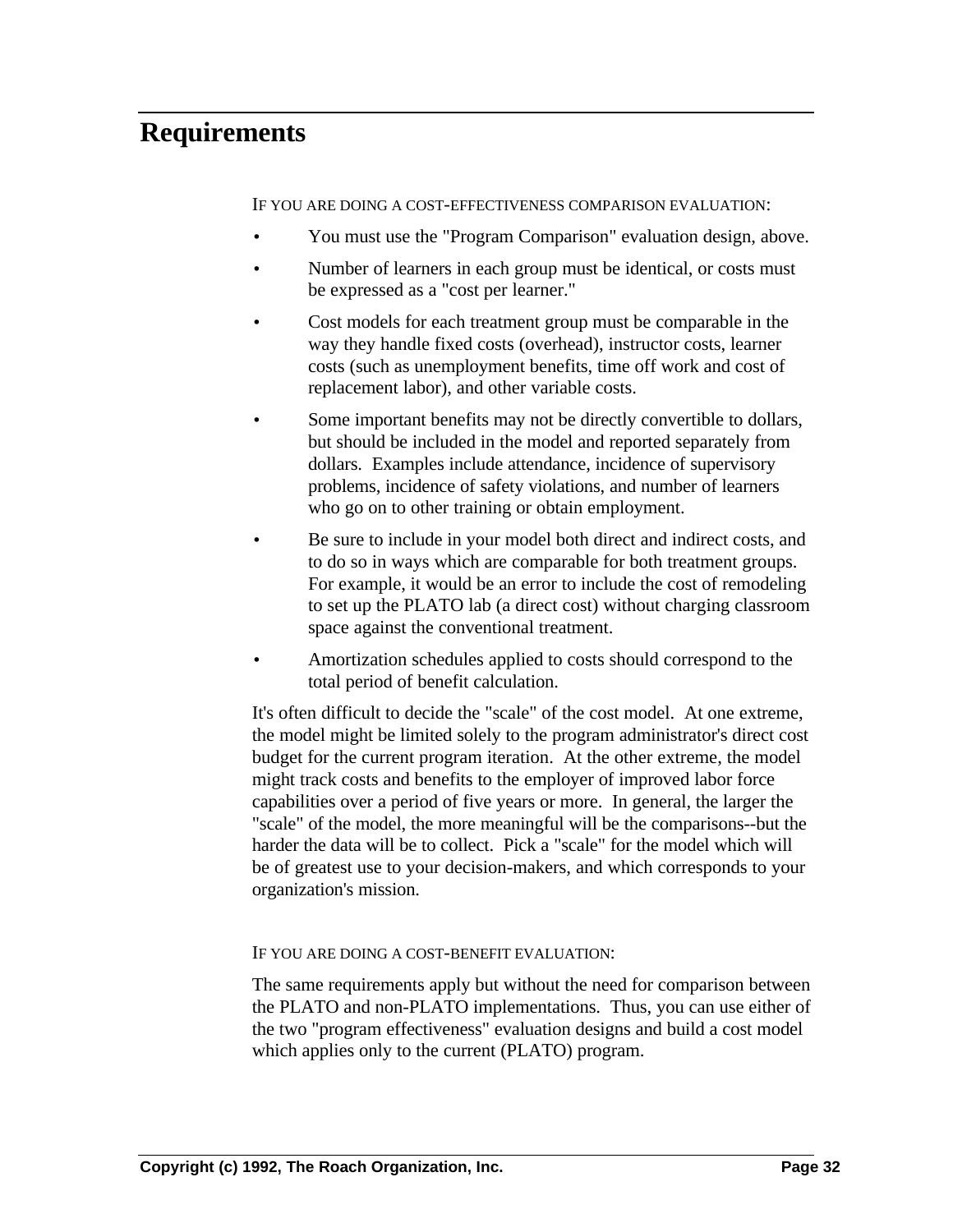# Requirements

IF YOU ARE DOING A COST-EFFECTIVENESS COMPARISON EVALUATION:

- You must use the "Program Comparison" evaluation design, above.
- Number of learners in each group must be identical, or costs must be expressed as a "cost per learner."
- Cost models for each treatment group must be comparable in the way they handle fixed costs (overhead), instructor costs, learner costs (such as unemployment benefits, time off work and cost of replacement labor), and other variable costs.
- Some important benefits may not be directly convertible to dollars, but should be included in the model and reported separately from dollars. Examples include attendance, incidence of supervisory problems, incidence of safety violations, and number of learners who go on to other training or obtain employment.
- Be sure to include in your model both direct and indirect costs, and to do so in ways which are comparable for both treatment groups. For example, it would be an error to include the cost of remodeling to set up the PLATO lab (a direct cost) without charging classroom space against the conventional treatment.
- Amortization schedules applied to costs should correspond to the total period of benefit calculation.

It's often difficult to decide the "scale" of the cost model. At one extreme, the model might be limited solely to the program administrator's direct cost budget for the current program iteration. At the other extreme, the model might track costs and benefits to the employer of improved labor force capabilities over a period of five years or more. In general, the larger the "scale" of the model, the more meaningful will be the comparisons--but the harder the data will be to collect. Pick a "scale" for the model which will be of greatest use to your decision-makers, and which corresponds to your organization's mission.

IF YOU ARE DOING A COST-BENEFIT EVALUATION:

The same requirements apply but without the need for comparison between the PLATO and non-PLATO implementations. Thus, you can use either of the two "program effectiveness" evaluation designs and build a cost model which applies only to the current (PLATO) program.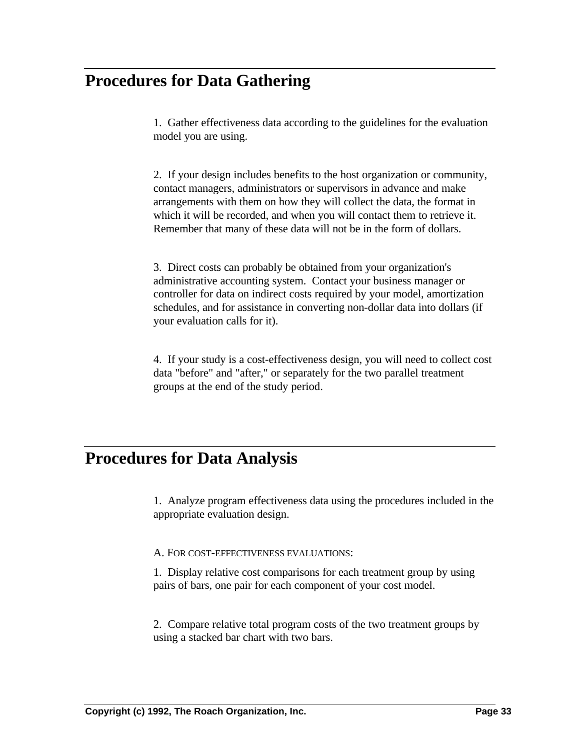## Procedures for Data Gathering

1. Gather effectiveness data according to the guidelines for the evaluation model you are using.

2. If your design includes benefits to the host organization or community, contact managers, administrators or supervisors in advance and make arrangements with them on how they will collect the data, the format in which it will be recorded, and when you will contact them to retrieve it. Remember that many of these data will not be in the form of dollars.

3. Direct costs can probably be obtained from your organization's administrative accounting system. Contact your business manager or controller for data on indirect costs required by your model, amortization schedules, and for assistance in converting non-dollar data into dollars (if your evaluation calls for it).

4. If your study is a cost-effectiveness design, you will need to collect cost data "before" and "after," or separately for the two parallel treatment groups at the end of the study period.

## Procedures for Data Analysis

1. Analyze program effectiveness data using the procedures included in the appropriate evaluation design.

A. FOR COST-EFFECTIVENESS EVALUATIONS:

1. Display relative cost comparisons for each treatment group by using pairs of bars, one pair for each component of your cost model.

2. Compare relative total program costs of the two treatment groups by using a stacked bar chart with two bars.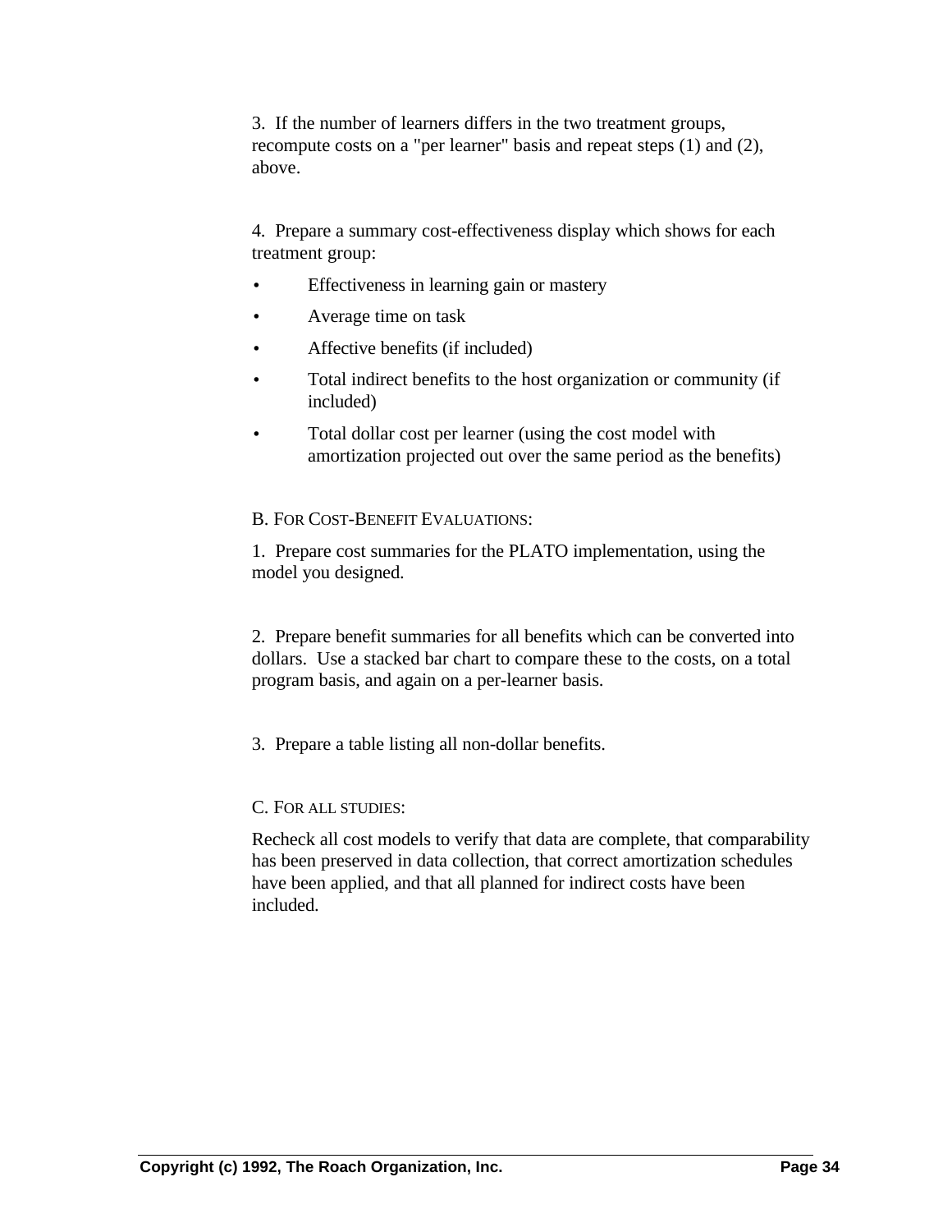3. If the number of learners differs in the two treatment groups, recompute costs on a "per learner" basis and repeat steps (1) and (2), above.

4. Prepare a summary cost-effectiveness display which shows for each treatment group:

- Effectiveness in learning gain or mastery
- Average time on task
- Affective benefits (if included)
- Total indirect benefits to the host organization or community (if included)
- Total dollar cost per learner (using the cost model with amortization projected out over the same period as the benefits)

B. FOR COST-BENEFIT EVALUATIONS:

1. Prepare cost summaries for the PLATO implementation, using the model you designed.

2. Prepare benefit summaries for all benefits which can be converted into dollars. Use a stacked bar chart to compare these to the costs, on a total program basis, and again on a per-learner basis.

3. Prepare a table listing all non-dollar benefits.

C. FOR ALL STUDIES:

Recheck all cost models to verify that data are complete, that comparability has been preserved in data collection, that correct amortization schedules have been applied, and that all planned for indirect costs have been included.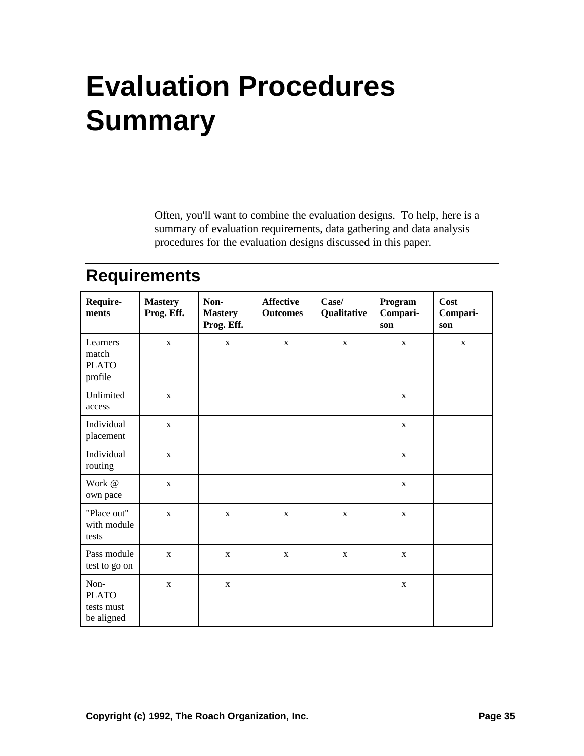# Evaluation Procedures Summary

Often, you'll want to combine the evaluation designs. To help, here is a summary of evaluation requirements, data gathering and data analysis procedures for the evaluation designs discussed in this paper.

## Requirements

| Require-ments | Mastery Prog. Eff. | Non-Mastery Prog. Eff. | Affective Outcomes | Case/ Qualitative | Program Compari-son | Cost Compari-son |
|---|---|---|---|---|---|---|
| Learners match PLATO profile | x | x | x | x | x | x |
| Unlimited access | x | | | | x | |
| Individual placement | x | | | | x | |
| Individual routing | x | | | | x | |
| Work @ own pace | x | | | | x | |
| "Place out" with module tests | x | x | x | x | x | |
| Pass module test to go on | x | x | x | x | x | |
| Non-PLATO tests must be aligned | x | x | | | x | |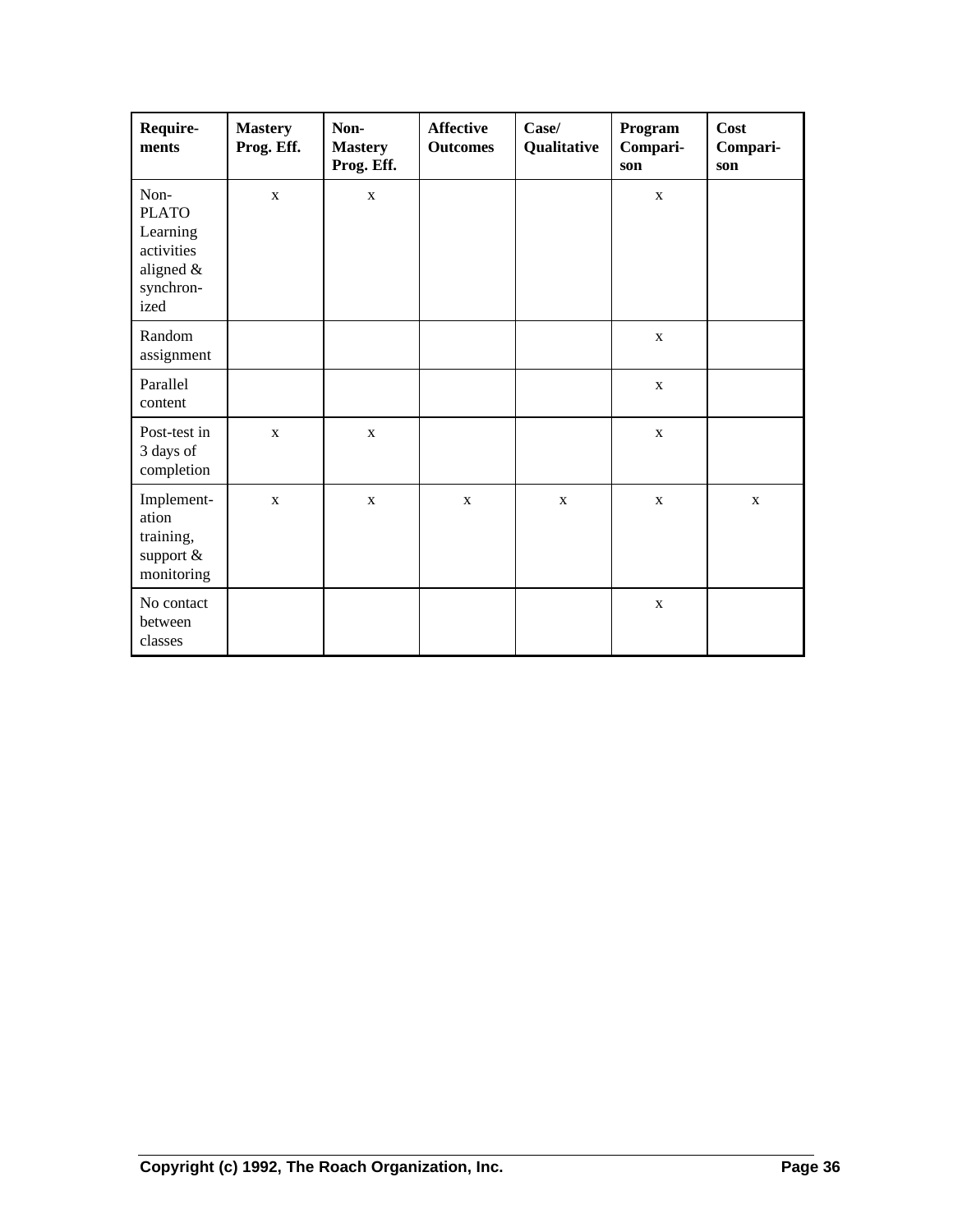| Require-ments | Mastery Prog. Eff. | Non-Mastery Prog. Eff. | Affective Outcomes | Case/ Qualitative | Program Compari-son | Cost Compari-son |
|---|---|---|---|---|---|---|
| Non-PLATO Learning activities aligned & synchron-ized | x | x | | | x | |
| Random assignment | | | | | x | |
| Parallel content | | | | | x | |
| Post-test in 3 days of completion | x | x | | | x | |
| Implement-ation training, support & monitoring | x | x | x | x | x | x |
| No contact between classes | | | | | x | |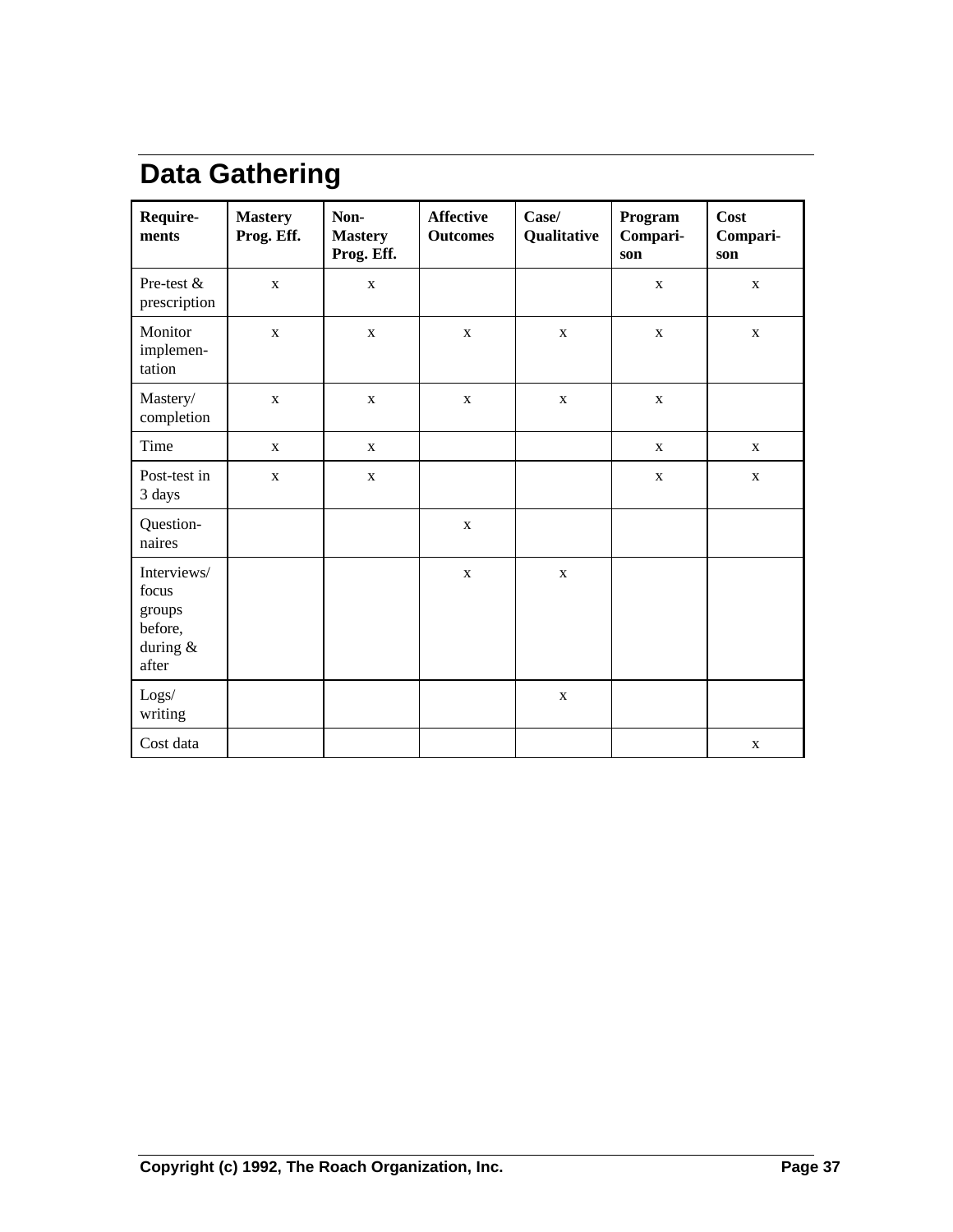# Data Gathering

| Require-ments | Mastery Prog. Eff. | Non-Mastery Prog. Eff. | Affective Outcomes | Case/ Qualitative | Program Compari-son | Cost Compari-son |
|---|---|---|---|---|---|---|
| Pre-test & prescription | x | x | | | x | x |
| Monitor implemen-tation | x | x | x | x | x | x |
| Mastery/ completion | x | x | x | x | x | |
| Time | x | x | | | x | x |
| Post-test in 3 days | x | x | | | x | x |
| Question-naires | | | x | | | |
| Interviews/ focus groups before, during & after | | | x | x | | |
| Logs/ writing | | | | x | | |
| Cost data | | | | | | x |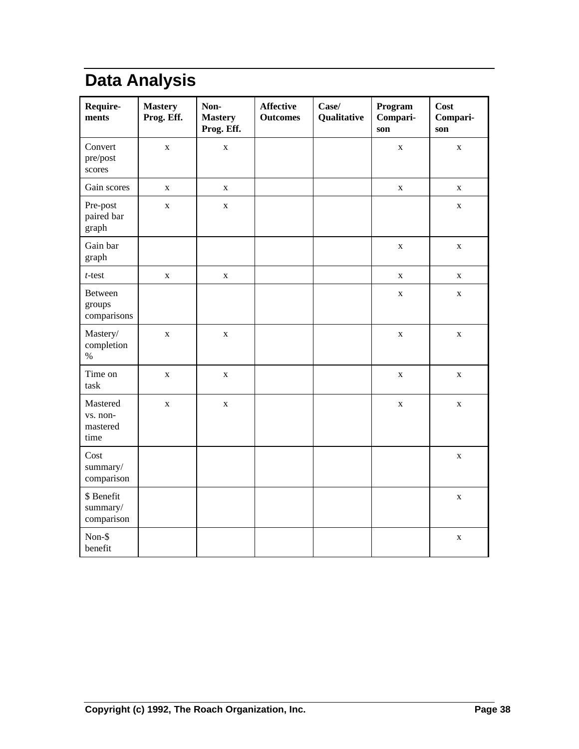# Data Analysis

| Require-ments | Mastery Prog. Eff. | Non-Mastery Prog. Eff. | Affective Outcomes | Case/ Qualitative | Program Compari-son | Cost Compari-son |
|---|---|---|---|---|---|---|
| Convert pre/post scores | x | x | | | x | x |
| Gain scores | x | x | | | x | x |
| Pre-post paired bar graph | x | x | | | | x |
| Gain bar graph | | | | | x | x |
| *t*-test | x | x | | | x | x |
| Between groups comparisons | | | | | x | x |
| Mastery/ completion % | x | x | | | x | x |
| Time on task | x | x | | | x | x |
| Mastered vs. non-mastered time | x | x | | | x | x |
| Cost summary/ comparison | | | | | | x |
| $ Benefit summary/ comparison | | | | | | x |
| Non-$ benefit | | | | | | x |

Copyright (c) 1992, The Roach Organization, Inc.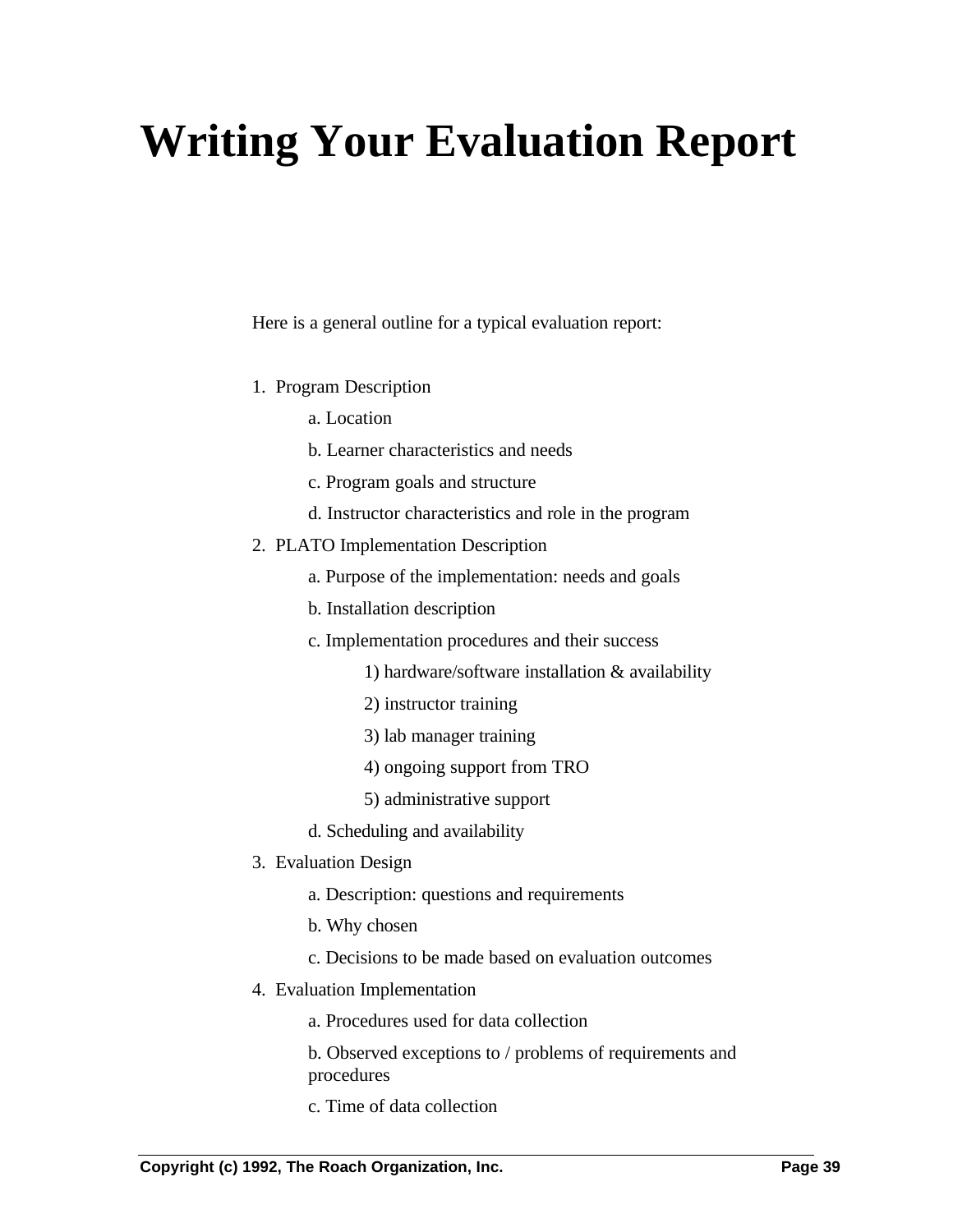# Writing Your Evaluation Report

Here is a general outline for a typical evaluation report:

1. Program Description
   - a. Location
   - b. Learner characteristics and needs
   - c. Program goals and structure
   - d. Instructor characteristics and role in the program
2. PLATO Implementation Description
   - a. Purpose of the implementation: needs and goals
   - b. Installation description
   - c. Implementation procedures and their success
     - 1) hardware/software installation & availability
     - 2) instructor training
     - 3) lab manager training
     - 4) ongoing support from TRO
     - 5) administrative support
   - d. Scheduling and availability
3. Evaluation Design
   - a. Description: questions and requirements
   - b. Why chosen
   - c. Decisions to be made based on evaluation outcomes
4. Evaluation Implementation
   - a. Procedures used for data collection
   - b. Observed exceptions to / problems of requirements and procedures
   - c. Time of data collection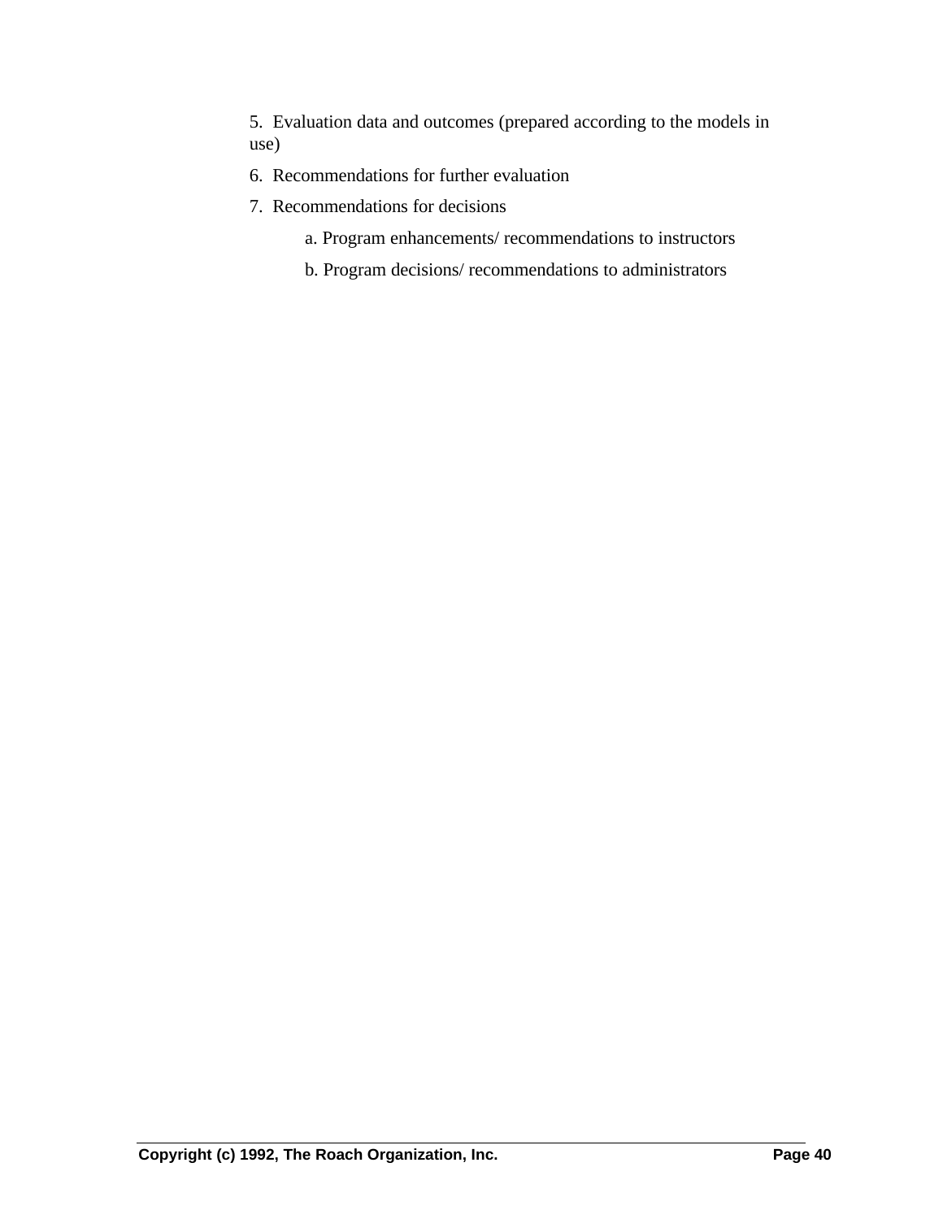5. Evaluation data and outcomes (prepared according to the models in use)

6. Recommendations for further evaluation

7. Recommendations for decisions

    a. Program enhancements/ recommendations to instructors

    b. Program decisions/ recommendations to administrators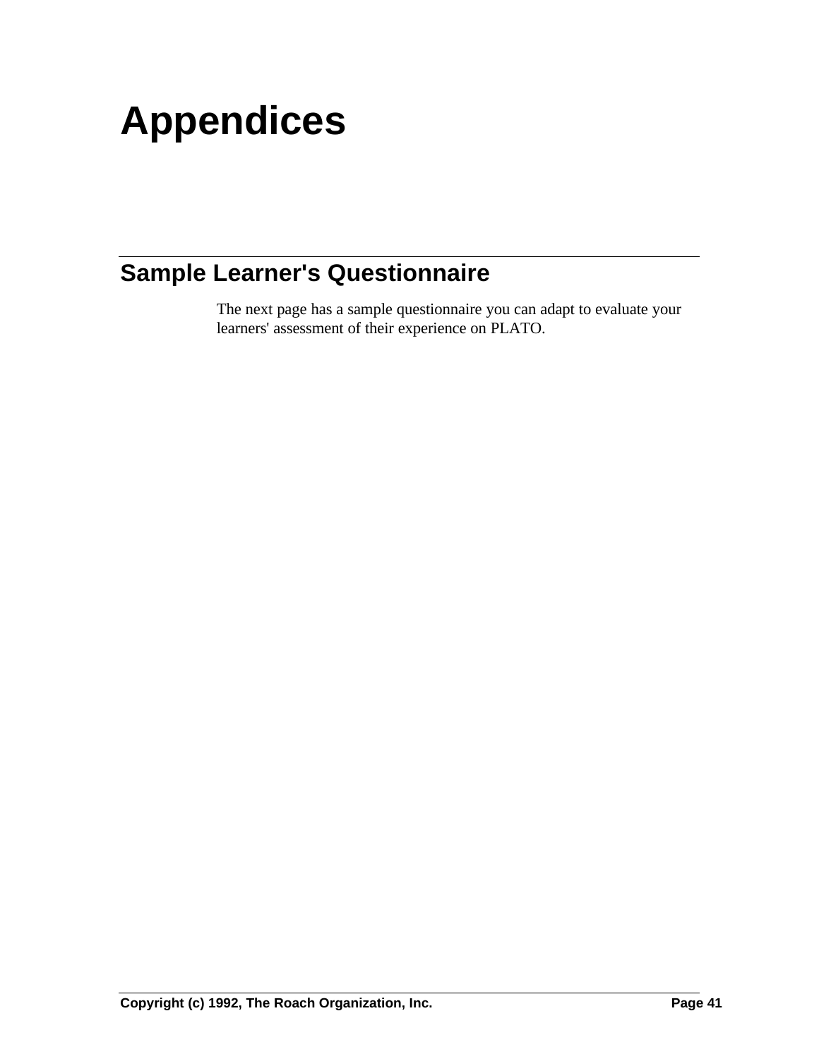# Appendices

## Sample Learner's Questionnaire

The next page has a sample questionnaire you can adapt to evaluate your learners' assessment of their experience on PLATO.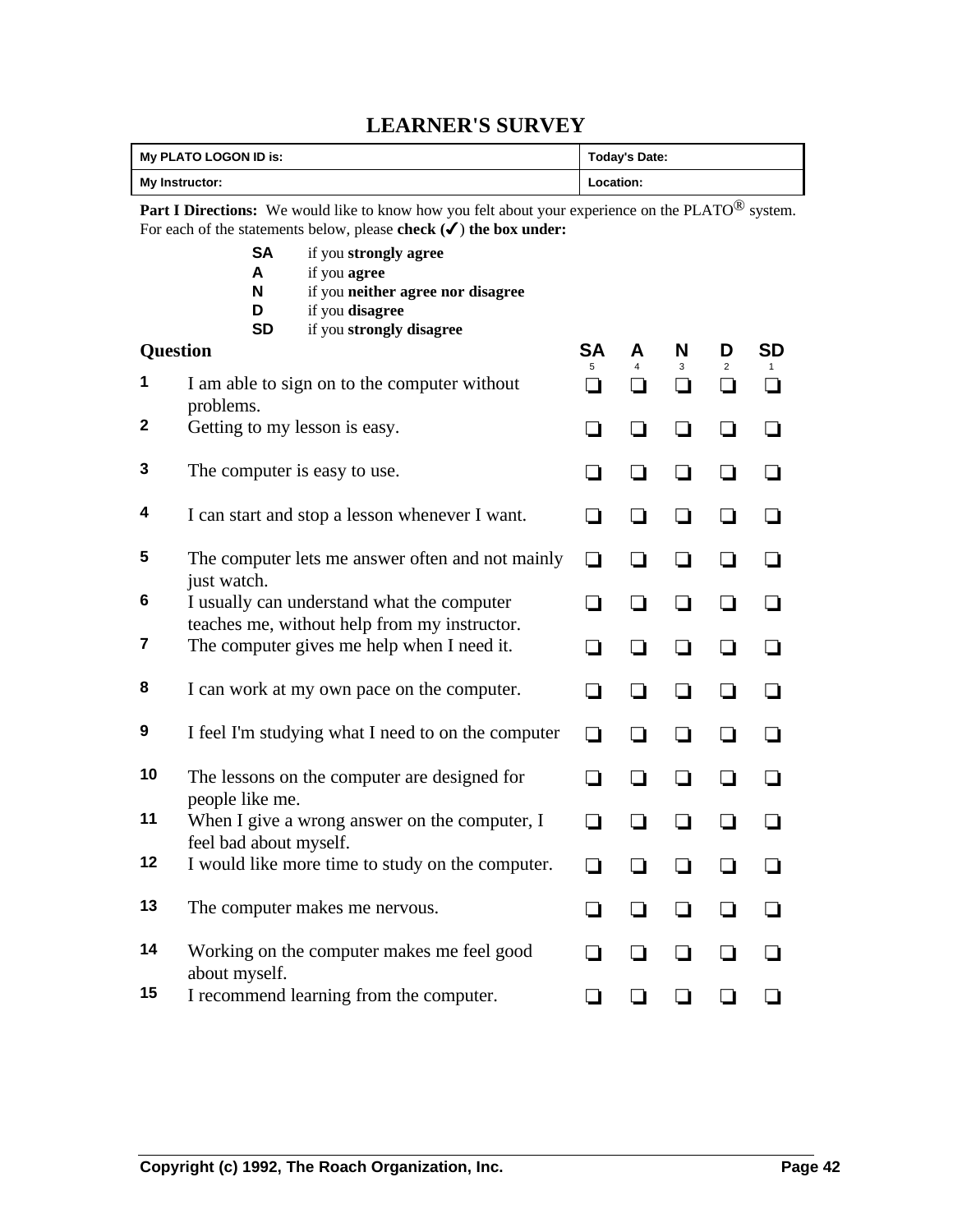# LEARNER'S SURVEY

| My PLATO LOGON ID is: | Today's Date: |
|---|---|
| **My Instructor:** | **Location:** |

**Part I Directions:** We would like to know how you felt about your experience on the PLATO® system. For each of the statements below, please **check (✓)** **the box under:**

- **SA** if you **strongly agree**
- **A** if you **agree**
- **N** if you **neither agree nor disagree**
- **D** if you **disagree**
- **SD** if you **strongly disagree**

| | Question | SA 5 | A 4 | N 3 | D 2 | SD 1 |
|---|---|---|---|---|---|---|
| 1 | I am able to sign on to the computer without problems. | ❑ | ❑ | ❑ | ❑ | ❑ |
| 2 | Getting to my lesson is easy. | ❑ | ❑ | ❑ | ❑ | ❑ |
| 3 | The computer is easy to use. | ❑ | ❑ | ❑ | ❑ | ❑ |
| 4 | I can start and stop a lesson whenever I want. | ❑ | ❑ | ❑ | ❑ | ❑ |
| 5 | The computer lets me answer often and not mainly just watch. | ❑ | ❑ | ❑ | ❑ | ❑ |
| 6 | I usually can understand what the computer teaches me, without help from my instructor. | ❑ | ❑ | ❑ | ❑ | ❑ |
| 7 | The computer gives me help when I need it. | ❑ | ❑ | ❑ | ❑ | ❑ |
| 8 | I can work at my own pace on the computer. | ❑ | ❑ | ❑ | ❑ | ❑ |
| 9 | I feel I'm studying what I need to on the computer | ❑ | ❑ | ❑ | ❑ | ❑ |
| 10 | The lessons on the computer are designed for people like me. | ❑ | ❑ | ❑ | ❑ | ❑ |
| 11 | When I give a wrong answer on the computer, I feel bad about myself. | ❑ | ❑ | ❑ | ❑ | ❑ |
| 12 | I would like more time to study on the computer. | ❑ | ❑ | ❑ | ❑ | ❑ |
| 13 | The computer makes me nervous. | ❑ | ❑ | ❑ | ❑ | ❑ |
| 14 | Working on the computer makes me feel good about myself. | ❑ | ❑ | ❑ | ❑ | ❑ |
| 15 | I recommend learning from the computer. | ❑ | ❑ | ❑ | ❑ | ❑ |

**Copyright (c) 1992, The Roach Organization, Inc.**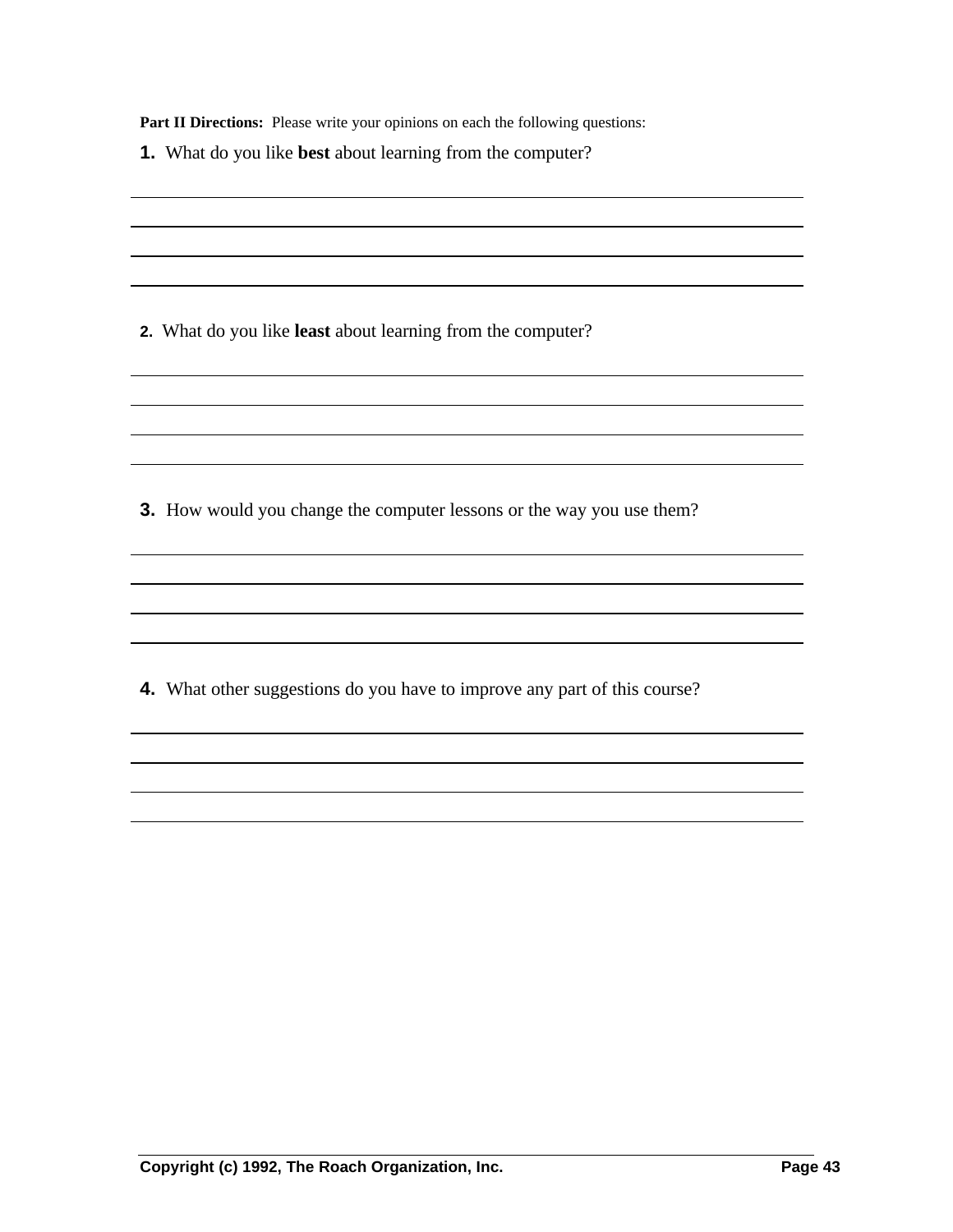**Part II Directions:** Please write your opinions on each the following questions:

**1.** What do you like **best** about learning from the computer?

______________________________________________________________________

______________________________________________________________________

______________________________________________________________________

______________________________________________________________________

**2.** What do you like **least** about learning from the computer?

______________________________________________________________________

______________________________________________________________________

______________________________________________________________________

______________________________________________________________________

**3.** How would you change the computer lessons or the way you use them?

______________________________________________________________________

______________________________________________________________________

______________________________________________________________________

______________________________________________________________________

**4.** What other suggestions do you have to improve any part of this course?

______________________________________________________________________

______________________________________________________________________

______________________________________________________________________

______________________________________________________________________

**Copyright (c) 1992, The Roach Organization, Inc.**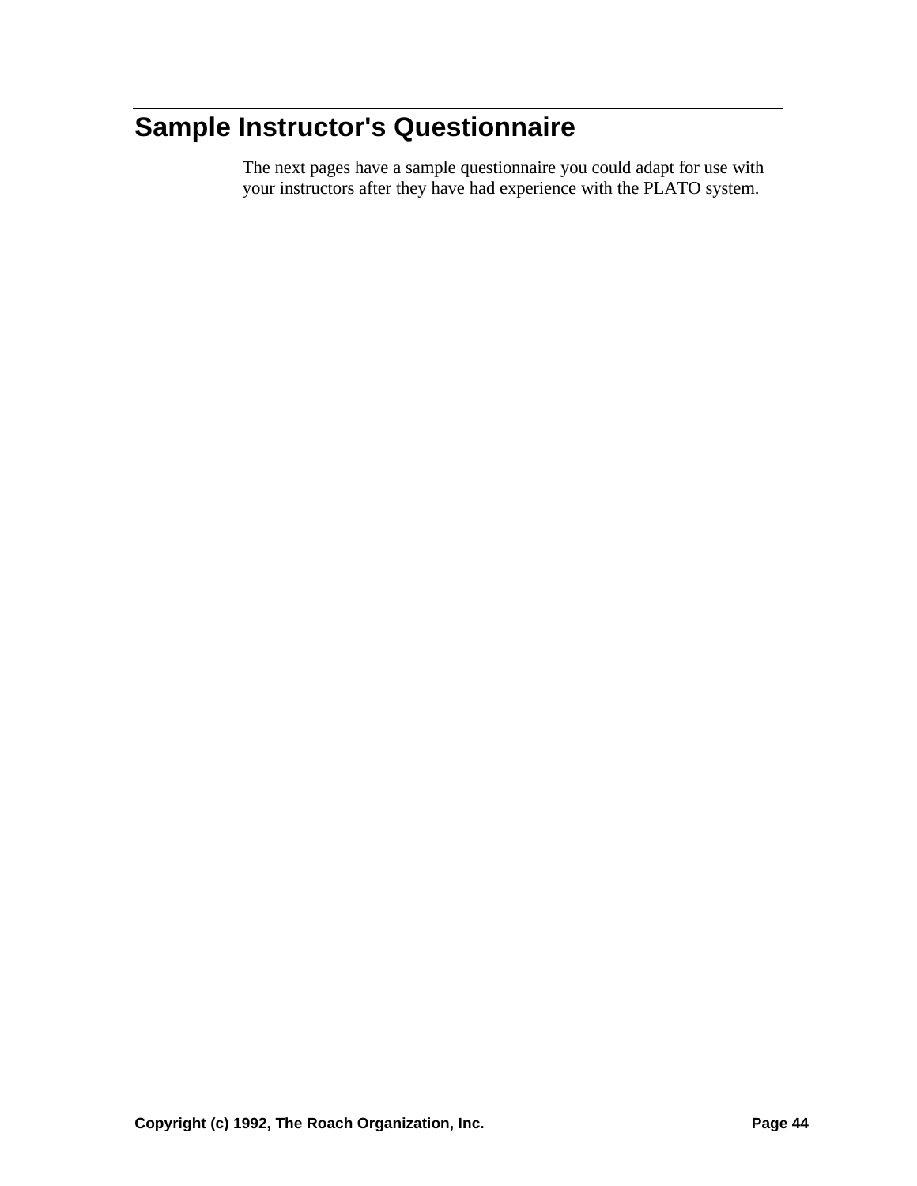# Sample Instructor's Questionnaire

The next pages have a sample questionnaire you could adapt for use with your instructors after they have had experience with the PLATO system.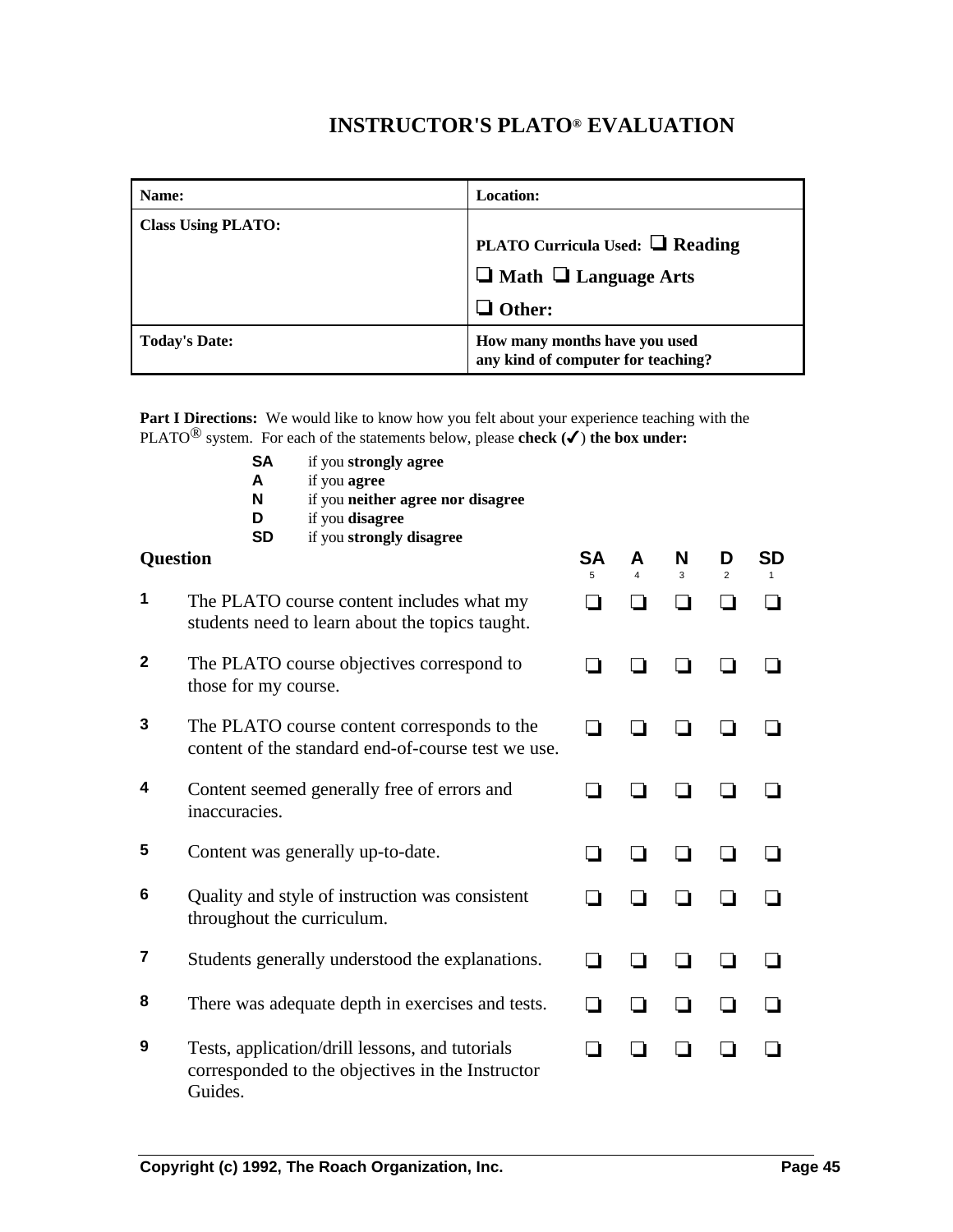# INSTRUCTOR'S PLATO® EVALUATION

| **Name:** | **Location:** |
|---|---|
| **Class Using PLATO:** | **PLATO Curricula Used:** ❑ **Reading** ❑ **Math** ❑ **Language Arts** ❑ **Other:** |
| **Today's Date:** | **How many months have you used any kind of computer for teaching?** |

**Part I Directions:** We would like to know how you felt about your experience teaching with the PLATO® system. For each of the statements below, please **check (✓) the box under:**

- **SA** if you **strongly agree**
- **A** if you **agree**
- **N** if you **neither agree nor disagree**
- **D** if you **disagree**
- **SD** if you **strongly disagree**

| **Question** | | **SA** 5 | **A** 4 | **N** 3 | **D** 2 | **SD** 1 |
|---|---|---|---|---|---|---|
| **1** | The PLATO course content includes what my students need to learn about the topics taught. | ❑ | ❑ | ❑ | ❑ | ❑ |
| **2** | The PLATO course objectives correspond to those for my course. | ❑ | ❑ | ❑ | ❑ | ❑ |
| **3** | The PLATO course content corresponds to the content of the standard end-of-course test we use. | ❑ | ❑ | ❑ | ❑ | ❑ |
| **4** | Content seemed generally free of errors and inaccuracies. | ❑ | ❑ | ❑ | ❑ | ❑ |
| **5** | Content was generally up-to-date. | ❑ | ❑ | ❑ | ❑ | ❑ |
| **6** | Quality and style of instruction was consistent throughout the curriculum. | ❑ | ❑ | ❑ | ❑ | ❑ |
| **7** | Students generally understood the explanations. | ❑ | ❑ | ❑ | ❑ | ❑ |
| **8** | There was adequate depth in exercises and tests. | ❑ | ❑ | ❑ | ❑ | ❑ |
| **9** | Tests, application/drill lessons, and tutorials corresponded to the objectives in the Instructor Guides. | ❑ | ❑ | ❑ | ❑ | ❑ |

**Copyright (c) 1992, The Roach Organization, Inc.**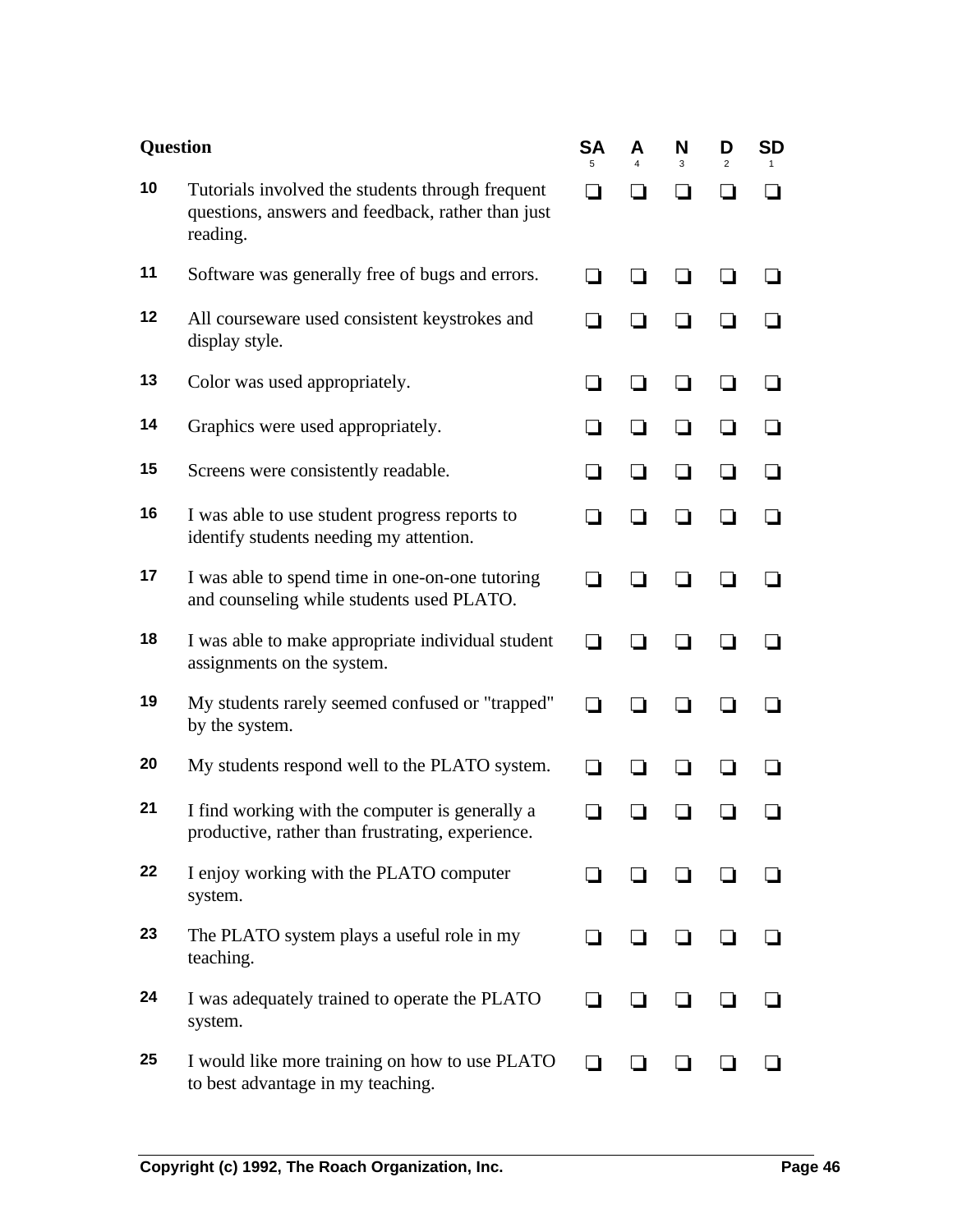| Question | | SA 5 | A 4 | N 3 | D 2 | SD 1 |
|---|---|---|---|---|---|---|
| 10 | Tutorials involved the students through frequent questions, answers and feedback, rather than just reading. | ❑ | ❑ | ❑ | ❑ | ❑ |
| 11 | Software was generally free of bugs and errors. | ❑ | ❑ | ❑ | ❑ | ❑ |
| 12 | All courseware used consistent keystrokes and display style. | ❑ | ❑ | ❑ | ❑ | ❑ |
| 13 | Color was used appropriately. | ❑ | ❑ | ❑ | ❑ | ❑ |
| 14 | Graphics were used appropriately. | ❑ | ❑ | ❑ | ❑ | ❑ |
| 15 | Screens were consistently readable. | ❑ | ❑ | ❑ | ❑ | ❑ |
| 16 | I was able to use student progress reports to identify students needing my attention. | ❑ | ❑ | ❑ | ❑ | ❑ |
| 17 | I was able to spend time in one-on-one tutoring and counseling while students used PLATO. | ❑ | ❑ | ❑ | ❑ | ❑ |
| 18 | I was able to make appropriate individual student assignments on the system. | ❑ | ❑ | ❑ | ❑ | ❑ |
| 19 | My students rarely seemed confused or "trapped" by the system. | ❑ | ❑ | ❑ | ❑ | ❑ |
| 20 | My students respond well to the PLATO system. | ❑ | ❑ | ❑ | ❑ | ❑ |
| 21 | I find working with the computer is generally a productive, rather than frustrating, experience. | ❑ | ❑ | ❑ | ❑ | ❑ |
| 22 | I enjoy working with the PLATO computer system. | ❑ | ❑ | ❑ | ❑ | ❑ |
| 23 | The PLATO system plays a useful role in my teaching. | ❑ | ❑ | ❑ | ❑ | ❑ |
| 24 | I was adequately trained to operate the PLATO system. | ❑ | ❑ | ❑ | ❑ | ❑ |
| 25 | I would like more training on how to use PLATO to best advantage in my teaching. | ❑ | ❑ | ❑ | ❑ | ❑ |

**Copyright (c) 1992, The Roach Organization, Inc.**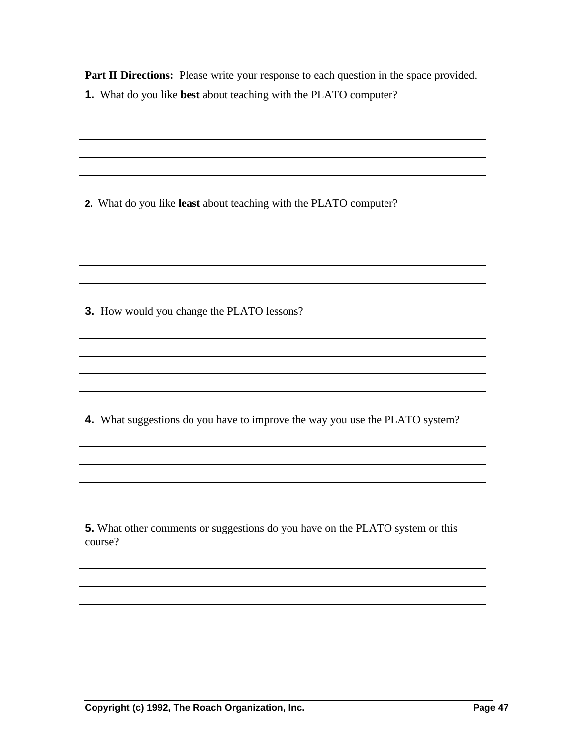**Part II Directions:** Please write your response to each question in the space provided.

**1.** What do you like **best** about teaching with the PLATO computer?

______________________________________________________________________

______________________________________________________________________

______________________________________________________________________

______________________________________________________________________

**2.** What do you like **least** about teaching with the PLATO computer?

______________________________________________________________________

______________________________________________________________________

______________________________________________________________________

______________________________________________________________________

**3.** How would you change the PLATO lessons?

______________________________________________________________________

______________________________________________________________________

______________________________________________________________________

______________________________________________________________________

**4.** What suggestions do you have to improve the way you use the PLATO system?

______________________________________________________________________

______________________________________________________________________

______________________________________________________________________

______________________________________________________________________

**5.** What other comments or suggestions do you have on the PLATO system or this course?

______________________________________________________________________

______________________________________________________________________

______________________________________________________________________

______________________________________________________________________

**Copyright (c) 1992, The Roach Organization, Inc.**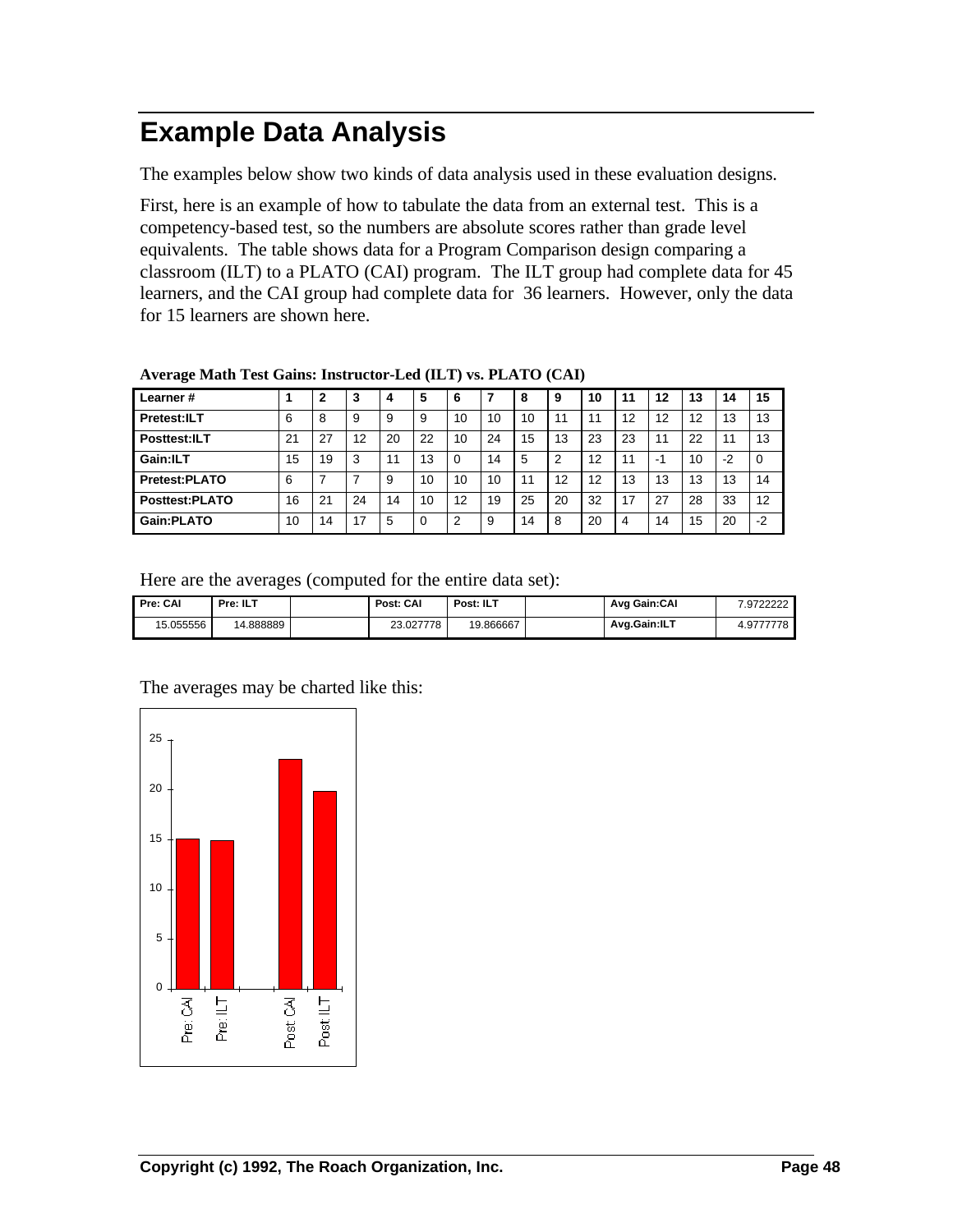# Example Data Analysis

The examples below show two kinds of data analysis used in these evaluation designs.

First, here is an example of how to tabulate the data from an external test. This is a competency-based test, so the numbers are absolute scores rather than grade level equivalents. The table shows data for a Program Comparison design comparing a classroom (ILT) to a PLATO (CAI) program. The ILT group had complete data for 45 learners, and the CAI group had complete data for 36 learners. However, only the data for 15 learners are shown here.

**Average Math Test Gains: Instructor-Led (ILT) vs. PLATO (CAI)**

| Learner # | 1 | 2 | 3 | 4 | 5 | 6 | 7 | 8 | 9 | 10 | 11 | 12 | 13 | 14 | 15 |
|---|---|---|---|---|---|---|---|---|---|---|---|---|---|---|---|
| Pretest:ILT | 6 | 8 | 9 | 9 | 9 | 10 | 10 | 10 | 11 | 11 | 12 | 12 | 12 | 13 | 13 |
| Posttest:ILT | 21 | 27 | 12 | 20 | 22 | 10 | 24 | 15 | 13 | 23 | 23 | 11 | 22 | 11 | 13 |
| Gain:ILT | 15 | 19 | 3 | 11 | 13 | 0 | 14 | 5 | 2 | 12 | 11 | -1 | 10 | -2 | 0 |
| Pretest:PLATO | 6 | 7 | 7 | 9 | 10 | 10 | 10 | 11 | 12 | 12 | 13 | 13 | 13 | 13 | 14 |
| Posttest:PLATO | 16 | 21 | 24 | 14 | 10 | 12 | 19 | 25 | 20 | 32 | 17 | 27 | 28 | 33 | 12 |
| Gain:PLATO | 10 | 14 | 17 | 5 | 0 | 2 | 9 | 14 | 8 | 20 | 4 | 14 | 15 | 20 | -2 |

Here are the averages (computed for the entire data set):

| Pre: CAI | Pre: ILT | | Post: CAI | Post: ILT | | Avg Gain:CAI | 7.9722222 |
|---|---|---|---|---|---|---|---|
| 15.055556 | 14.888889 | | 23.027778 | 19.866667 | | Avg.Gain:ILT | 4.9777778 |

The averages may be charted like this: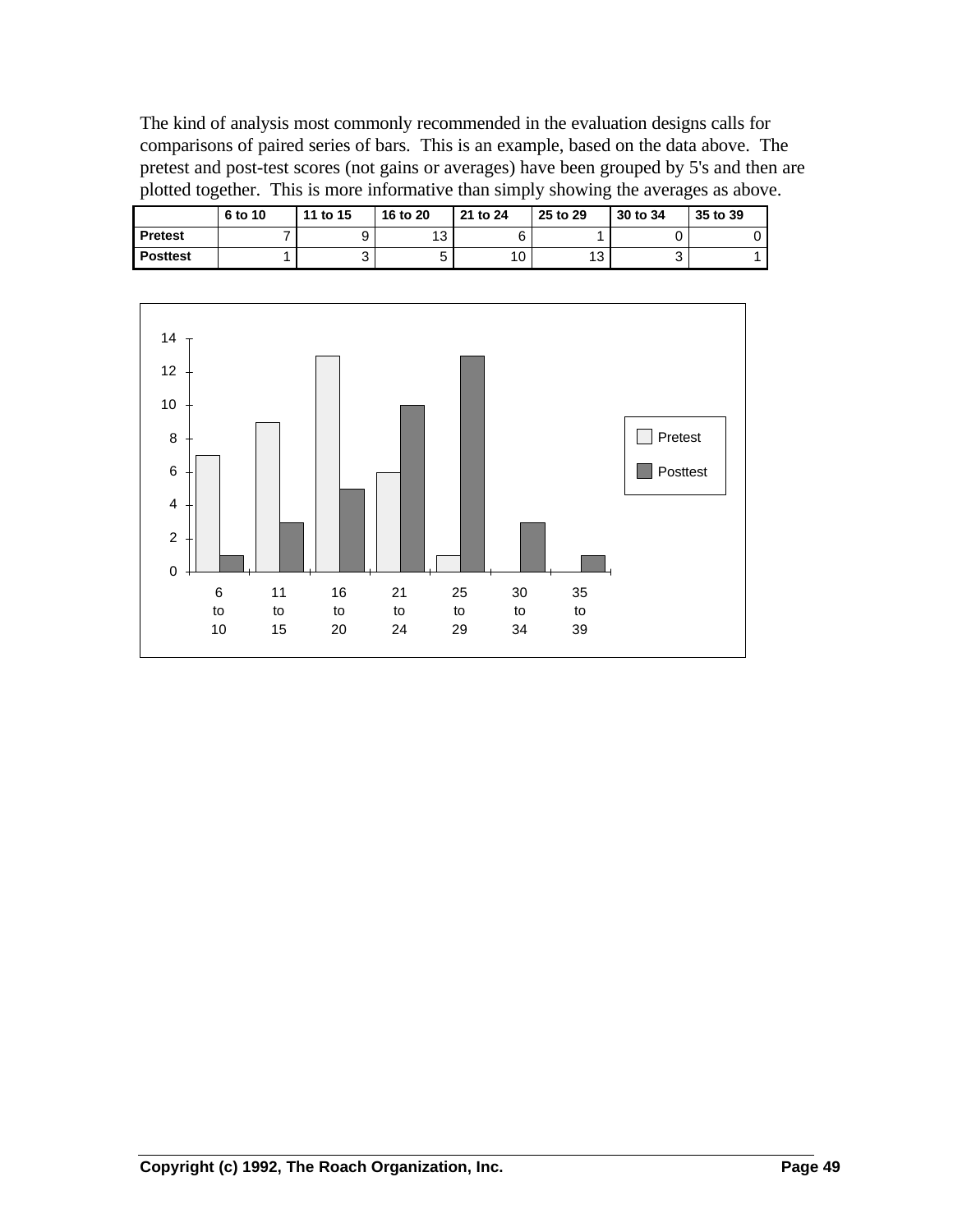The kind of analysis most commonly recommended in the evaluation designs calls for comparisons of paired series of bars. This is an example, based on the data above. The pretest and post-test scores (not gains or averages) have been grouped by 5's and then are plotted together. This is more informative than simply showing the averages as above.

| | 6 to 10 | 11 to 15 | 16 to 20 | 21 to 24 | 25 to 29 | 30 to 34 | 35 to 39 |
|---|---|---|---|---|---|---|---|
| **Pretest** | 7 | 9 | 13 | 6 | 1 | 0 | 0 |
| **Posttest** | 1 | 3 | 5 | 10 | 13 | 3 | 1 |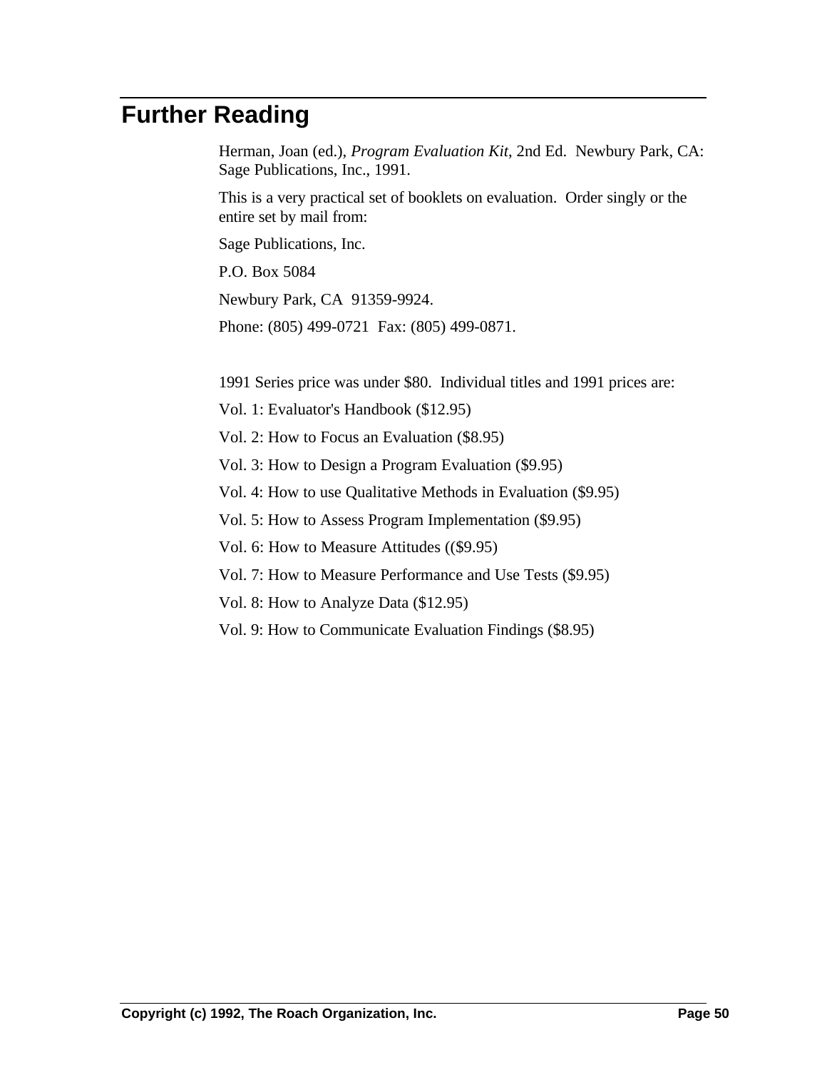# Further Reading

Herman, Joan (ed.), *Program Evaluation Kit*, 2nd Ed. Newbury Park, CA: Sage Publications, Inc., 1991.

This is a very practical set of booklets on evaluation. Order singly or the entire set by mail from:

Sage Publications, Inc.

P.O. Box 5084

Newbury Park, CA 91359-9924.

Phone: (805) 499-0721 Fax: (805) 499-0871.

1991 Series price was under $80. Individual titles and 1991 prices are:

Vol. 1: Evaluator's Handbook ($12.95)

Vol. 2: How to Focus an Evaluation ($8.95)

Vol. 3: How to Design a Program Evaluation ($9.95)

Vol. 4: How to use Qualitative Methods in Evaluation ($9.95)

Vol. 5: How to Assess Program Implementation ($9.95)

Vol. 6: How to Measure Attitudes (($9.95)

Vol. 7: How to Measure Performance and Use Tests ($9.95)

Vol. 8: How to Analyze Data ($12.95)

Vol. 9: How to Communicate Evaluation Findings ($8.95)